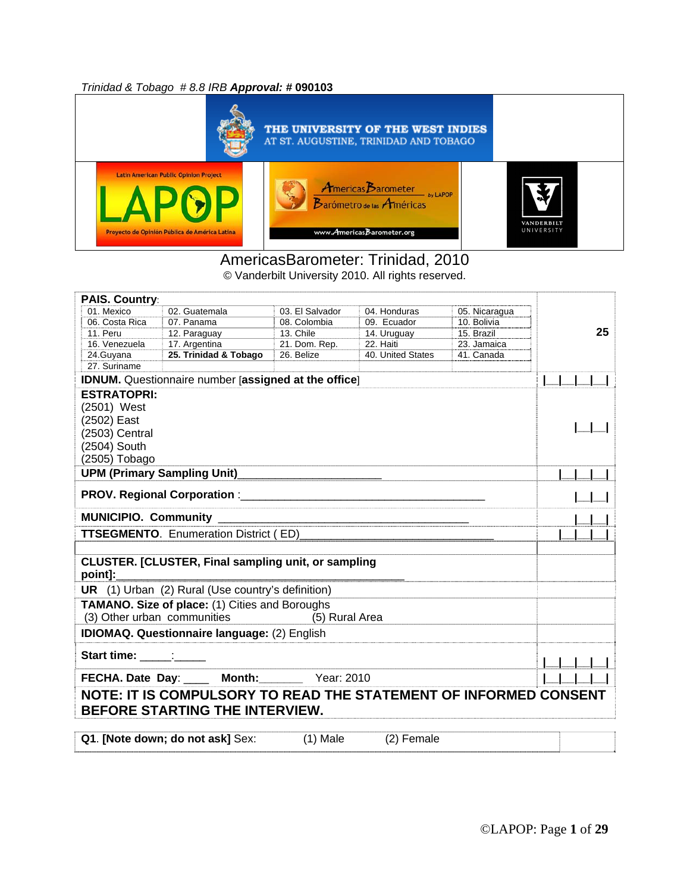*Trinidad & Tobago # 8.8 IRB* ***Approval: #*** **090103**

THE UNIVERSITY OF THE WEST INDIES
AT ST. AUGUSTINE, TRINIDAD AND TOBAGO

Latin American Public Opinion Project
LAPOP
Proyecto de Opinión Pública de América Latina

AmericasBarometer by LAPOP
Barómetro de las Américas
www.AmericasBarometer.org

VANDERBILT UNIVERSITY

# AmericasBarometer: Trinidad, 2010

© Vanderbilt University 2010. All rights reserved.

**PAIS. Country**:

| | | | | |
|---|---|---|---|---|
| 01. Mexico | 02. Guatemala | 03. El Salvador | 04. Honduras | 05. Nicaragua |
| 06. Costa Rica | 07. Panama | 08. Colombia | 09. Ecuador | 10. Bolivia |
| 11. Peru | 12. Paraguay | 13. Chile | 14. Uruguay | 15. Brazil |
| 16. Venezuela | 17. Argentina | 21. Dom. Rep. | 22. Haiti | 23. Jamaica |
| 24.Guyana | **25. Trinidad & Tobago** | 26. Belize | 40. United States | 41. Canada |
| 27. Suriname | | | | |

**25**

**IDNUM.** Questionnaire number [**assigned at the office**] |__|__|__|__|

**ESTRATOPRI:**
(2501) West
(2502) East
(2503) Central
(2504) South
(2505) Tobago
|__|__|

**UPM (Primary Sampling Unit)**______________________ |__|__|__|

**PROV. Regional Corporation** :_________________________________________ |__|__|

**MUNICIPIO. Community** _______________________________________ |__|__|

**TTSEGMENTO**. Enumeration District ( ED)________________________________ |__|__|__|

**CLUSTER. [CLUSTER, Final sampling unit, or sampling point]:**_________________________________________

**UR** (1) Urban (2) Rural (Use country's definition)

**TAMANO. Size of place:** (1) Cities and Boroughs (3) Other urban communities (5) Rural Area

**IDIOMAQ. Questionnaire language:** (2) English

**Start time:** _____:_____ |__|__|__|__|

**FECHA. Date Day**: ____ **Month:**_______ Year: 2010 |__|__|__|__|

**NOTE: IT IS COMPULSORY TO READ THE STATEMENT OF INFORMED CONSENT BEFORE STARTING THE INTERVIEW.**

**Q1**. **[Note down; do not ask]** Sex: (1) Male (2) Female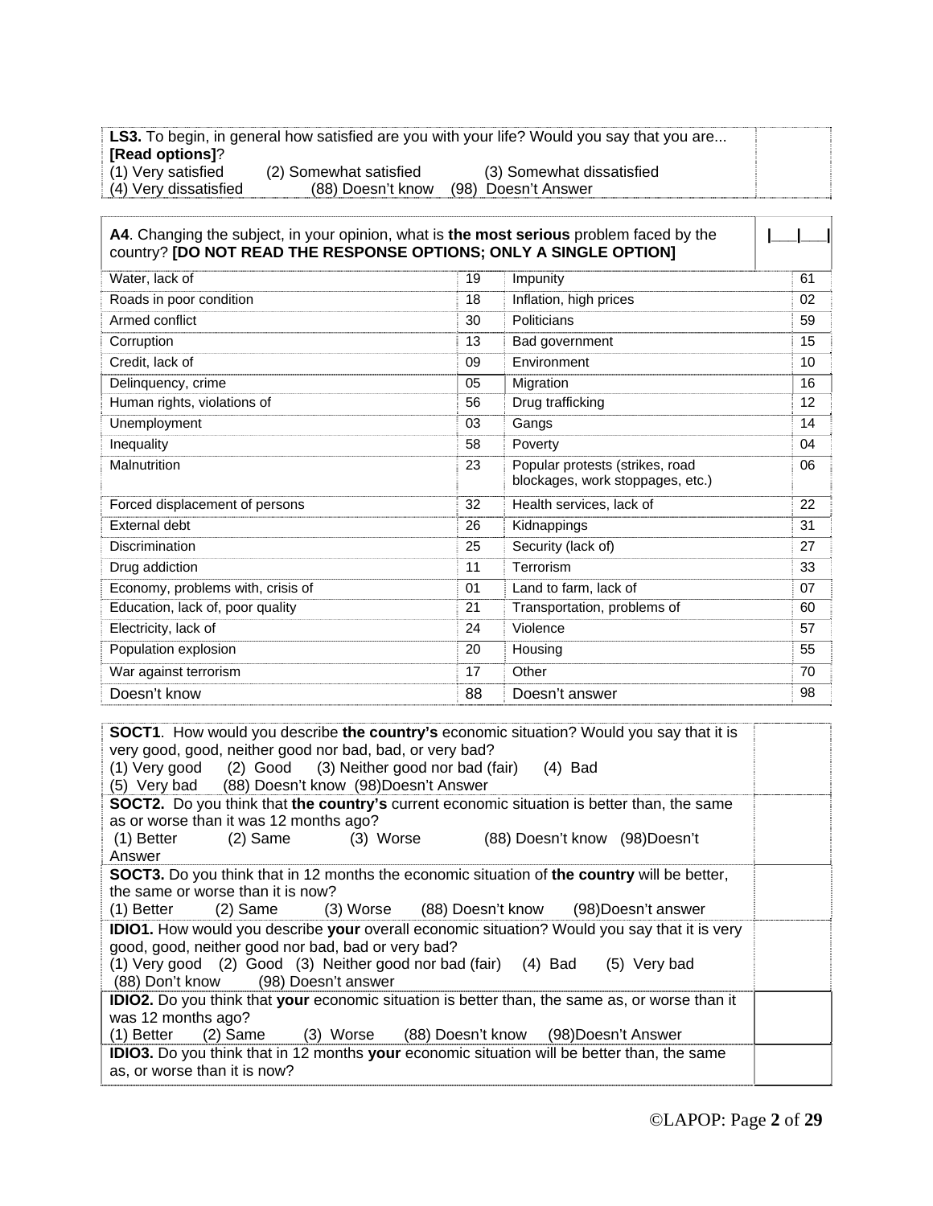**LS3.** To begin, in general how satisfied are you with your life? Would you say that you are... **[Read options]**?
(1) Very satisfied (2) Somewhat satisfied (3) Somewhat dissatisfied
(4) Very dissatisfied (88) Doesn't know (98) Doesn't Answer

**A4**. Changing the subject, in your opinion, what is **the most serious** problem faced by the country? **[DO NOT READ THE RESPONSE OPTIONS; ONLY A SINGLE OPTION]** |___|___|

| | | | |
|---|---|---|---|
| Water, lack of | 19 | Impunity | 61 |
| Roads in poor condition | 18 | Inflation, high prices | 02 |
| Armed conflict | 30 | Politicians | 59 |
| Corruption | 13 | Bad government | 15 |
| Credit, lack of | 09 | Environment | 10 |
| Delinquency, crime | 05 | Migration | 16 |
| Human rights, violations of | 56 | Drug trafficking | 12 |
| Unemployment | 03 | Gangs | 14 |
| Inequality | 58 | Poverty | 04 |
| Malnutrition | 23 | Popular protests (strikes, road blockages, work stoppages, etc.) | 06 |
| Forced displacement of persons | 32 | Health services, lack of | 22 |
| External debt | 26 | Kidnappings | 31 |
| Discrimination | 25 | Security (lack of) | 27 |
| Drug addiction | 11 | Terrorism | 33 |
| Economy, problems with, crisis of | 01 | Land to farm, lack of | 07 |
| Education, lack of, poor quality | 21 | Transportation, problems of | 60 |
| Electricity, lack of | 24 | Violence | 57 |
| Population explosion | 20 | Housing | 55 |
| War against terrorism | 17 | Other | 70 |
| Doesn't know | 88 | Doesn't answer | 98 |

**SOCT1**. How would you describe **the country's** economic situation? Would you say that it is very good, good, neither good nor bad, bad, or very bad?
(1) Very good (2) Good (3) Neither good nor bad (fair) (4) Bad
(5) Very bad (88) Doesn't know (98)Doesn't Answer

**SOCT2.** Do you think that **the country's** current economic situation is better than, the same as or worse than it was 12 months ago?
(1) Better (2) Same (3) Worse (88) Doesn't know (98)Doesn't Answer

**SOCT3.** Do you think that in 12 months the economic situation of **the country** will be better, the same or worse than it is now?
(1) Better (2) Same (3) Worse (88) Doesn't know (98)Doesn't answer

**IDIO1.** How would you describe **your** overall economic situation? Would you say that it is very good, good, neither good nor bad, bad or very bad?
(1) Very good (2) Good (3) Neither good nor bad (fair) (4) Bad (5) Very bad
(88) Don't know (98) Doesn't answer

**IDIO2.** Do you think that **your** economic situation is better than, the same as, or worse than it was 12 months ago?
(1) Better (2) Same (3) Worse (88) Doesn't know (98)Doesn't Answer

**IDIO3.** Do you think that in 12 months **your** economic situation will be better than, the same as, or worse than it is now?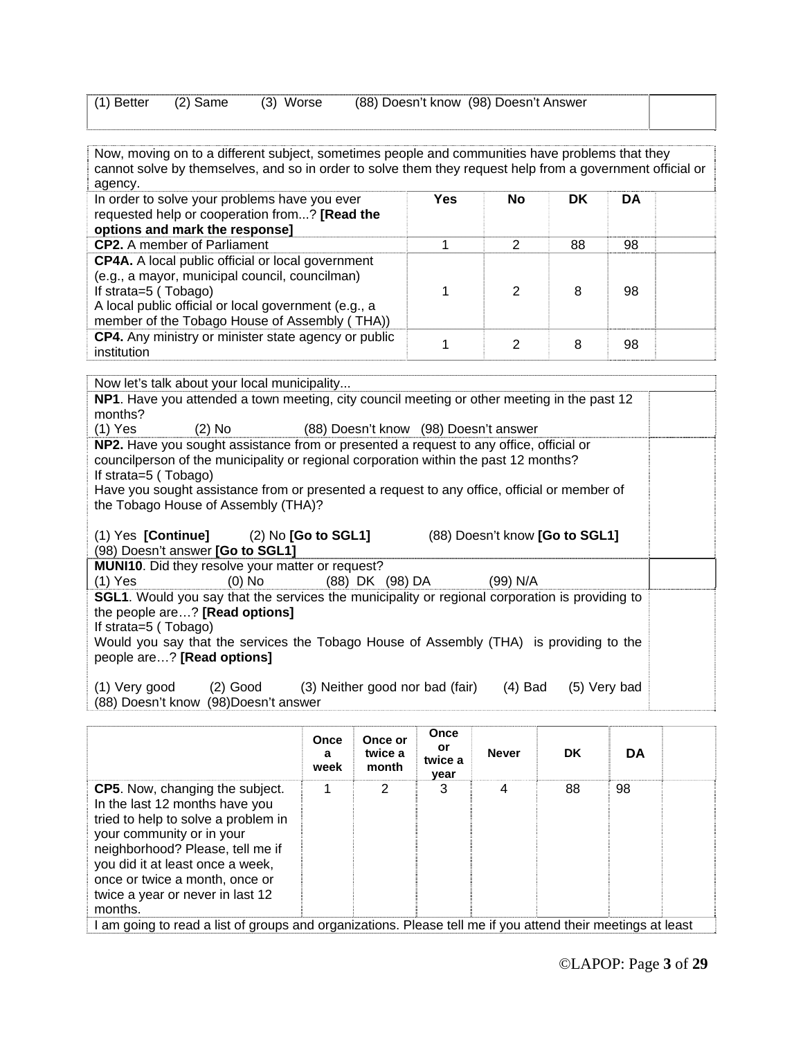| (1) Better (2) Same (3) Worse (88) Doesn't know (98) Doesn't Answer | |
|---|---|

Now, moving on to a different subject, sometimes people and communities have problems that they cannot solve by themselves, and so in order to solve them they request help from a government official or agency.

| In order to solve your problems have you ever requested help or cooperation from...? **[Read the options and mark the response]** | **Yes** | **No** | **DK** | **DA** | |
|---|---|---|---|---|---|
| **CP2.** A member of Parliament | 1 | 2 | 88 | 98 | |
| **CP4A.** A local public official or local government (e.g., a mayor, municipal council, councilman)<br>If strata=5 ( Tobago)<br>A local public official or local government (e.g., a member of the Tobago House of Assembly ( THA)) | 1 | 2 | 8 | 98 | |
| **CP4.** Any ministry or minister state agency or public institution | 1 | 2 | 8 | 98 | |

| Now let's talk about your local municipality... | |
|---|---|
| **NP1**. Have you attended a town meeting, city council meeting or other meeting in the past 12 months?<br>(1) Yes (2) No (88) Doesn't know (98) Doesn't answer | |
| **NP2.** Have you sought assistance from or presented a request to any office, official or councilperson of the municipality or regional corporation within the past 12 months?<br>If strata=5 ( Tobago)<br>Have you sought assistance from or presented a request to any office, official or member of the Tobago House of Assembly (THA)?<br><br>(1) Yes **[Continue]** (2) No **[Go to SGL1]** (88) Doesn't know **[Go to SGL1]**<br>(98) Doesn't answer **[Go to SGL1]** | |
| **MUNI10**. Did they resolve your matter or request?<br>(1) Yes (0) No (88) DK (98) DA (99) N/A | |
| **SGL1**. Would you say that the services the municipality or regional corporation is providing to the people are…? **[Read options]**<br>If strata=5 ( Tobago)<br>Would you say that the services the Tobago House of Assembly (THA) is providing to the people are…? **[Read options]**<br><br>(1) Very good (2) Good (3) Neither good nor bad (fair) (4) Bad (5) Very bad<br>(88) Doesn't know (98)Doesn't answer | |

| | **Once a week** | **Once or twice a month** | **Once or twice a year** | **Never** | **DK** | **DA** | |
|---|---|---|---|---|---|---|---|
| **CP5**. Now, changing the subject. In the last 12 months have you tried to help to solve a problem in your community or in your neighborhood? Please, tell me if you did it at least once a week, once or twice a month, once or twice a year or never in last 12 months. | 1 | 2 | 3 | 4 | 88 | 98 | |

I am going to read a list of groups and organizations. Please tell me if you attend their meetings at least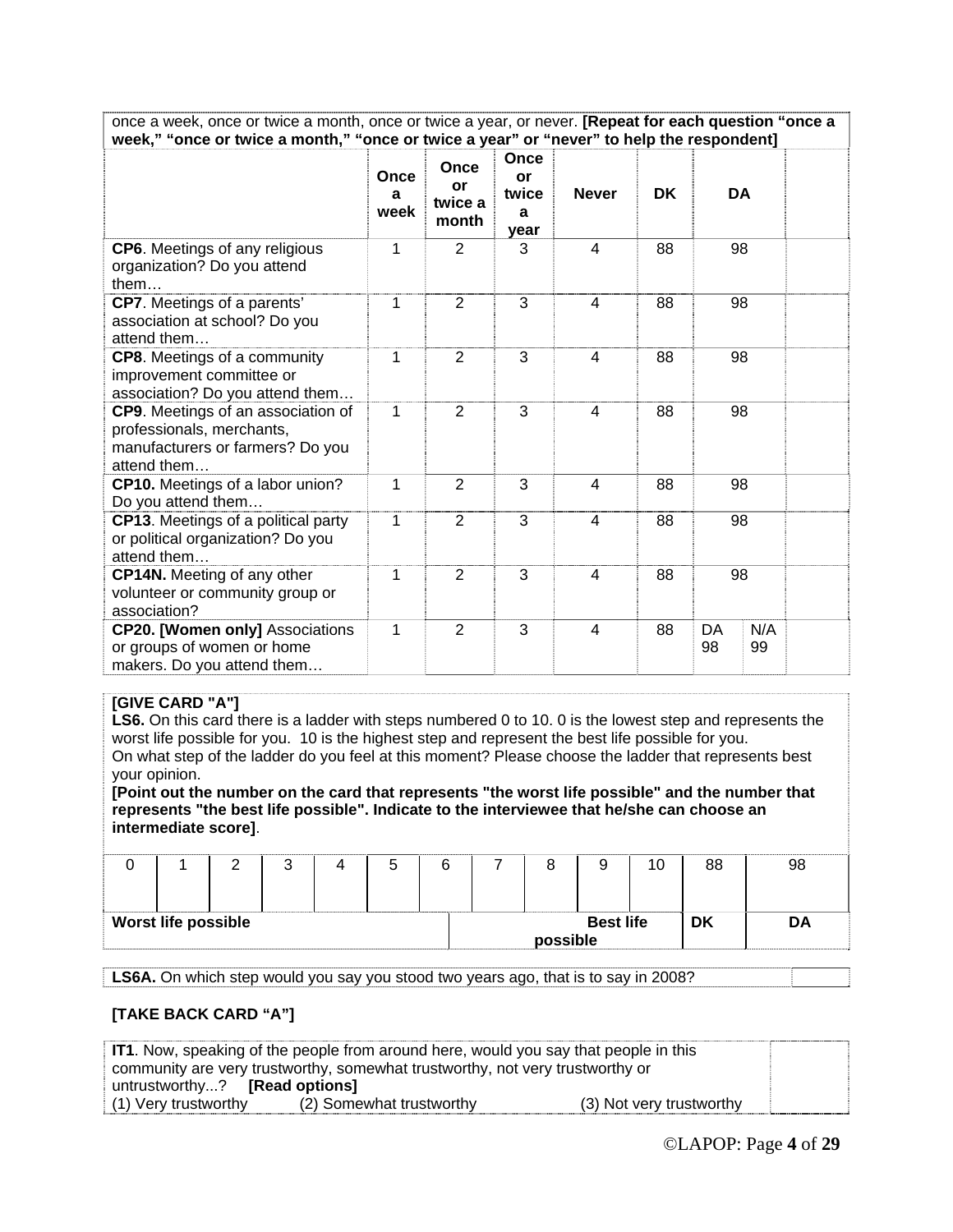once a week, once or twice a month, once or twice a year, or never. **[Repeat for each question "once a week," "once or twice a month," "once or twice a year" or "never" to help the respondent]**

| | Once a week | Once or twice a month | Once or twice a year | Never | DK | DA | | |
|---|---|---|---|---|---|---|---|---|
| **CP6**. Meetings of any religious organization? Do you attend them… | 1 | 2 | 3 | 4 | 88 | 98 | | |
| **CP7**. Meetings of a parents' association at school? Do you attend them… | 1 | 2 | 3 | 4 | 88 | 98 | | |
| **CP8**. Meetings of a community improvement committee or association? Do you attend them… | 1 | 2 | 3 | 4 | 88 | 98 | | |
| **CP9**. Meetings of an association of professionals, merchants, manufacturers or farmers? Do you attend them… | 1 | 2 | 3 | 4 | 88 | 98 | | |
| **CP10.** Meetings of a labor union? Do you attend them… | 1 | 2 | 3 | 4 | 88 | 98 | | |
| **CP13**. Meetings of a political party or political organization? Do you attend them… | 1 | 2 | 3 | 4 | 88 | 98 | | |
| **CP14N.** Meeting of any other volunteer or community group or association? | 1 | 2 | 3 | 4 | 88 | 98 | | |
| **CP20. [Women only]** Associations or groups of women or home makers. Do you attend them… | 1 | 2 | 3 | 4 | 88 | DA 98 | N/A 99 | |

**[GIVE CARD "A"]**
**LS6.** On this card there is a ladder with steps numbered 0 to 10. 0 is the lowest step and represents the worst life possible for you. 10 is the highest step and represent the best life possible for you.
On what step of the ladder do you feel at this moment? Please choose the ladder that represents best your opinion.
**[Point out the number on the card that represents "the worst life possible" and the number that represents "the best life possible". Indicate to the interviewee that he/she can choose an intermediate score]**.

| 0 | 1 | 2 | 3 | 4 | 5 | 6 | 7 | 8 | 9 | 10 | 88 | 98 |
|---|---|---|---|---|---|---|---|---|---|---|---|---|
| **Worst life possible** | | | | | | | | | **Best life possible** | | **DK** | **DA** |

**LS6A.** On which step would you say you stood two years ago, that is to say in 2008?

**[TAKE BACK CARD "A"]**

**IT1**. Now, speaking of the people from around here, would you say that people in this community are very trustworthy, somewhat trustworthy, not very trustworthy or untrustworthy...? **[Read options]**
(1) Very trustworthy (2) Somewhat trustworthy (3) Not very trustworthy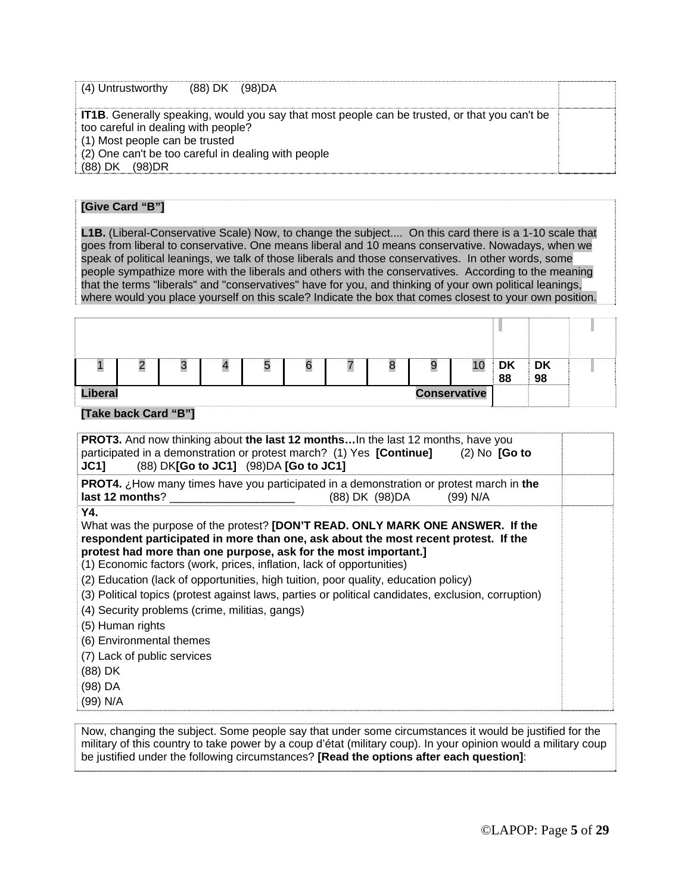(4) Untrustworthy (88) DK (98)DA

**IT1B**. Generally speaking, would you say that most people can be trusted, or that you can't be too careful in dealing with people?
(1) Most people can be trusted
(2) One can't be too careful in dealing with people
(88) DK (98)DR

**[Give Card "B"]**

**L1B.** (Liberal-Conservative Scale) Now, to change the subject.... On this card there is a 1-10 scale that goes from liberal to conservative. One means liberal and 10 means conservative. Nowadays, when we speak of political leanings, we talk of those liberals and those conservatives. In other words, some people sympathize more with the liberals and others with the conservatives. According to the meaning that the terms "liberals" and "conservatives" have for you, and thinking of your own political leanings, where would you place yourself on this scale? Indicate the box that comes closest to your own position.

| 1 | 2 | 3 | 4 | 5 | 6 | 7 | 8 | 9 | 10 | DK 88 | DK 98 |
|---|---|---|---|---|---|---|---|---|---|---|---|
| **Liberal** | | | | | | | | | **Conservative** | | |

**[Take back Card "B"]**

**PROT3.** And now thinking about **the last 12 months…**In the last 12 months, have you participated in a demonstration or protest march? (1) Yes **[Continue]** (2) No **[Go to JC1]** (88) DK**[Go to JC1]** (98)DA **[Go to JC1]**

**PROT4.** ¿How many times have you participated in a demonstration or protest march in **the last 12 months**? ____________________ (88) DK (98)DA (99) N/A

**Y4.**
What was the purpose of the protest? **[DON'T READ. ONLY MARK ONE ANSWER. If the respondent participated in more than one, ask about the most recent protest. If the protest had more than one purpose, ask for the most important.]**
(1) Economic factors (work, prices, inflation, lack of opportunities)
(2) Education (lack of opportunities, high tuition, poor quality, education policy)
(3) Political topics (protest against laws, parties or political candidates, exclusion, corruption)
(4) Security problems (crime, militias, gangs)
(5) Human rights
(6) Environmental themes
(7) Lack of public services
(88) DK
(98) DA
(99) N/A

Now, changing the subject. Some people say that under some circumstances it would be justified for the military of this country to take power by a coup d'état (military coup). In your opinion would a military coup be justified under the following circumstances? **[Read the options after each question]**: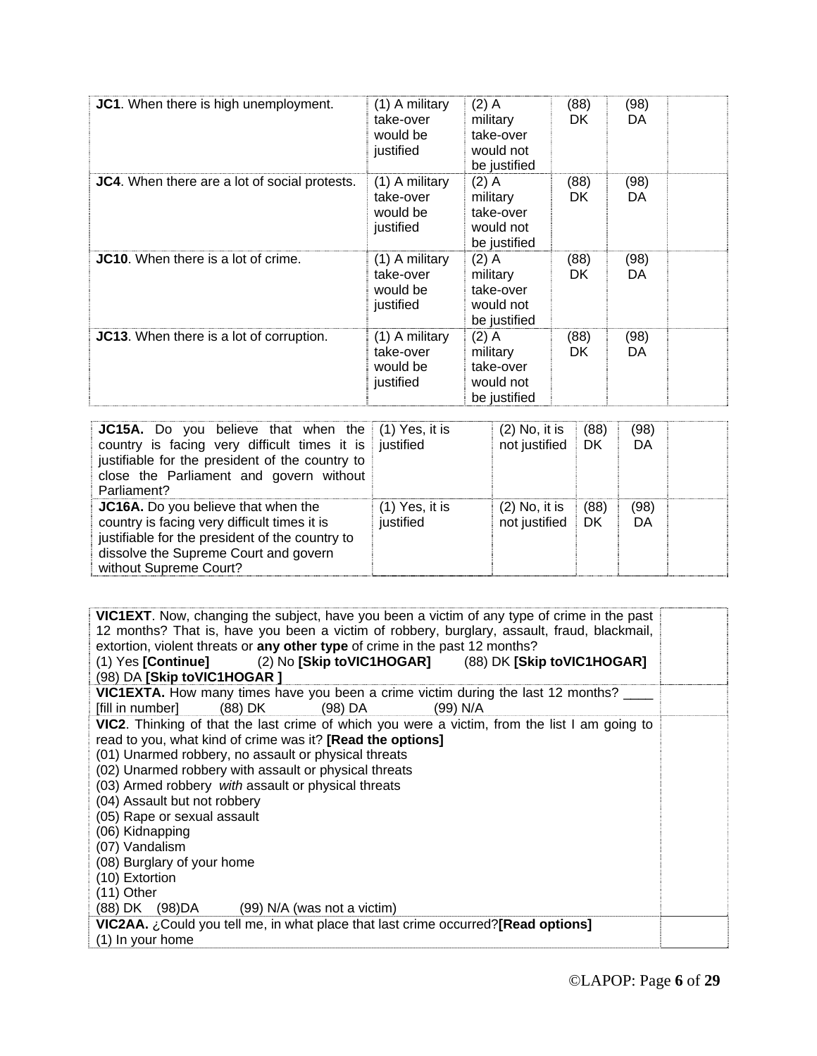| | | | | | |
|---|---|---|---|---|---|
| **JC1**. When there is high unemployment. | (1) A military take-over would be justified | (2) A military take-over would not be justified | (88) DK | (98) DA | |
| **JC4**. When there are a lot of social protests. | (1) A military take-over would be justified | (2) A military take-over would not be justified | (88) DK | (98) DA | |
| **JC10**. When there is a lot of crime. | (1) A military take-over would be justified | (2) A military take-over would not be justified | (88) DK | (98) DA | |
| **JC13**. When there is a lot of corruption. | (1) A military take-over would be justified | (2) A military take-over would not be justified | (88) DK | (98) DA | |

| | | | | | |
|---|---|---|---|---|---|
| **JC15A.** Do you believe that when the country is facing very difficult times it is justifiable for the president of the country to close the Parliament and govern without Parliament? | (1) Yes, it is justified | (2) No, it is not justified | (88) DK | (98) DA | |
| **JC16A.** Do you believe that when the country is facing very difficult times it is justifiable for the president of the country to dissolve the Supreme Court and govern without Supreme Court? | (1) Yes, it is justified | (2) No, it is not justified | (88) DK | (98) DA | |

| | |
|---|---|
| **VIC1EXT**. Now, changing the subject, have you been a victim of any type of crime in the past 12 months? That is, have you been a victim of robbery, burglary, assault, fraud, blackmail, extortion, violent threats or **any other type** of crime in the past 12 months?<br>(1) Yes **[Continue]** (2) No **[Skip toVIC1HOGAR]** (88) DK **[Skip toVIC1HOGAR]**<br>(98) DA **[Skip toVIC1HOGAR ]** | |
| **VIC1EXTA.** How many times have you been a crime victim during the last 12 months? ____ [fill in number] (88) DK (98) DA (99) N/A | |
| **VIC2**. Thinking of that the last crime of which you were a victim, from the list I am going to read to you, what kind of crime was it? **[Read the options]**<br>(01) Unarmed robbery, no assault or physical threats<br>(02) Unarmed robbery with assault or physical threats<br>(03) Armed robbery *with* assault or physical threats<br>(04) Assault but not robbery<br>(05) Rape or sexual assault<br>(06) Kidnapping<br>(07) Vandalism<br>(08) Burglary of your home<br>(10) Extortion<br>(11) Other<br>(88) DK (98)DA (99) N/A (was not a victim) | |
| **VIC2AA.** ¿Could you tell me, in what place that last crime occurred?**[Read options]**<br>(1) In your home | |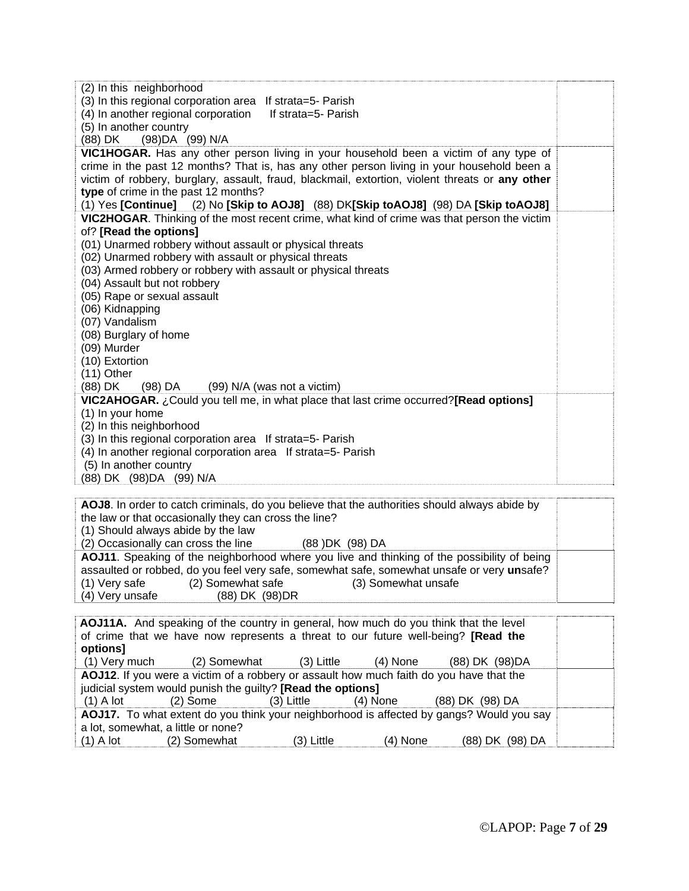| | |
|---|---|
| (2) In this neighborhood<br>(3) In this regional corporation area If strata=5- Parish<br>(4) In another regional corporation If strata=5- Parish<br>(5) In another country<br>(88) DK (98)DA (99) N/A | |
| **VIC1HOGAR.** Has any other person living in your household been a victim of any type of crime in the past 12 months? That is, has any other person living in your household been a victim of robbery, burglary, assault, fraud, blackmail, extortion, violent threats or **any other type** of crime in the past 12 months?<br>(1) Yes **[Continue]** (2) No **[Skip to AOJ8]** (88) DK**[Skip toAOJ8]** (98) DA **[Skip toAOJ8]** | |
| **VIC2HOGAR**. Thinking of the most recent crime, what kind of crime was that person the victim of? **[Read the options]**<br>(01) Unarmed robbery without assault or physical threats<br>(02) Unarmed robbery with assault or physical threats<br>(03) Armed robbery or robbery with assault or physical threats<br>(04) Assault but not robbery<br>(05) Rape or sexual assault<br>(06) Kidnapping<br>(07) Vandalism<br>(08) Burglary of home<br>(09) Murder<br>(10) Extortion<br>(11) Other<br>(88) DK (98) DA (99) N/A (was not a victim) | |
| **VIC2AHOGAR.** ¿Could you tell me, in what place that last crime occurred?**[Read options]**<br>(1) In your home<br>(2) In this neighborhood<br>(3) In this regional corporation area If strata=5- Parish<br>(4) In another regional corporation area If strata=5- Parish<br>(5) In another country<br>(88) DK (98)DA (99) N/A | |

| | |
|---|---|
| **AOJ8**. In order to catch criminals, do you believe that the authorities should always abide by the law or that occasionally they can cross the line?<br>(1) Should always abide by the law<br>(2) Occasionally can cross the line (88 )DK (98) DA | |
| **AOJ11**. Speaking of the neighborhood where you live and thinking of the possibility of being assaulted or robbed, do you feel very safe, somewhat safe, somewhat unsafe or very **un**safe?<br>(1) Very safe (2) Somewhat safe (3) Somewhat unsafe<br>(4) Very unsafe (88) DK (98)DR | |

| | |
|---|---|
| **AOJ11A.** And speaking of the country in general, how much do you think that the level of crime that we have now represents a threat to our future well-being? **[Read the options]**<br>(1) Very much (2) Somewhat (3) Little (4) None (88) DK (98)DA | |
| **AOJ12**. If you were a victim of a robbery or assault how much faith do you have that the judicial system would punish the guilty? **[Read the options]**<br>(1) A lot (2) Some (3) Little (4) None (88) DK (98) DA | |
| **AOJ17.** To what extent do you think your neighborhood is affected by gangs? Would you say a lot, somewhat, a little or none?<br>(1) A lot (2) Somewhat (3) Little (4) None (88) DK (98) DA | |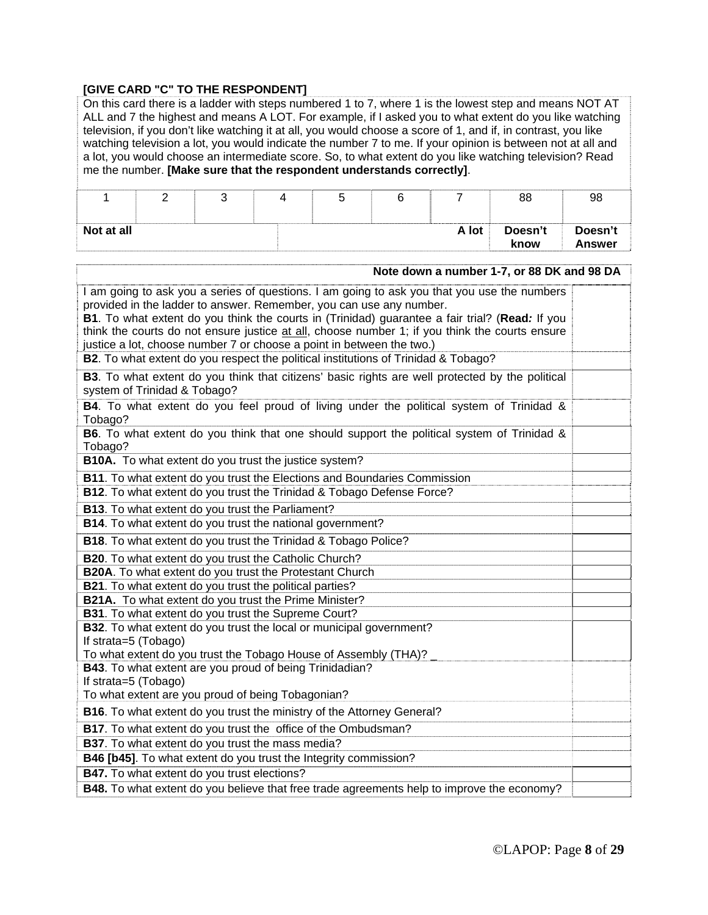**[GIVE CARD "C" TO THE RESPONDENT]**

On this card there is a ladder with steps numbered 1 to 7, where 1 is the lowest step and means NOT AT ALL and 7 the highest and means A LOT. For example, if I asked you to what extent do you like watching television, if you don't like watching it at all, you would choose a score of 1, and if, in contrast, you like watching television a lot, you would indicate the number 7 to me. If your opinion is between not at all and a lot, you would choose an intermediate score. So, to what extent do you like watching television? Read me the number. **[Make sure that the respondent understands correctly]**.

| 1 | 2 | 3 | 4 | 5 | 6 | 7 | 88 | 98 |
|---|---|---|---|---|---|---|---|---|
| **Not at all** | | | | | | **A lot** | **Doesn't know** | **Doesn't Answer** |

| | **Note down a number 1-7, or 88 DK and 98 DA** |
|---|---|
| I am going to ask you a series of questions. I am going to ask you that you use the numbers provided in the ladder to answer. Remember, you can use any number.<br>**B1**. To what extent do you think the courts in (Trinidad) guarantee a fair trial? (**Read:** If you think the courts do not ensure justice at all, choose number 1; if you think the courts ensure justice a lot, choose number 7 or choose a point in between the two.) | |
| **B2**. To what extent do you respect the political institutions of Trinidad & Tobago? | |
| **B3**. To what extent do you think that citizens' basic rights are well protected by the political system of Trinidad & Tobago? | |
| **B4**. To what extent do you feel proud of living under the political system of Trinidad & Tobago? | |
| **B6**. To what extent do you think that one should support the political system of Trinidad & Tobago? | |
| **B10A.** To what extent do you trust the justice system? | |
| **B11**. To what extent do you trust the Elections and Boundaries Commission | |
| **B12**. To what extent do you trust the Trinidad & Tobago Defense Force? | |
| **B13**. To what extent do you trust the Parliament? | |
| **B14**. To what extent do you trust the national government? | |
| **B18**. To what extent do you trust the Trinidad & Tobago Police? | |
| **B20**. To what extent do you trust the Catholic Church? | |
| **B20A**. To what extent do you trust the Protestant Church | |
| **B21**. To what extent do you trust the political parties? | |
| **B21A.** To what extent do you trust the Prime Minister? | |
| **B31**. To what extent do you trust the Supreme Court? | |
| **B32**. To what extent do you trust the local or municipal government?<br>If strata=5 (Tobago)<br>To what extent do you trust the Tobago House of Assembly (THA)? _ | |
| **B43**. To what extent are you proud of being Trinidadian?<br>If strata=5 (Tobago)<br>To what extent are you proud of being Tobagonian? | |
| **B16**. To what extent do you trust the ministry of the Attorney General? | |
| **B17**. To what extent do you trust the office of the Ombudsman? | |
| **B37**. To what extent do you trust the mass media? | |
| **B46 [b45]**. To what extent do you trust the Integrity commission? | |
| **B47.** To what extent do you trust elections? | |
| **B48.** To what extent do you believe that free trade agreements help to improve the economy? | |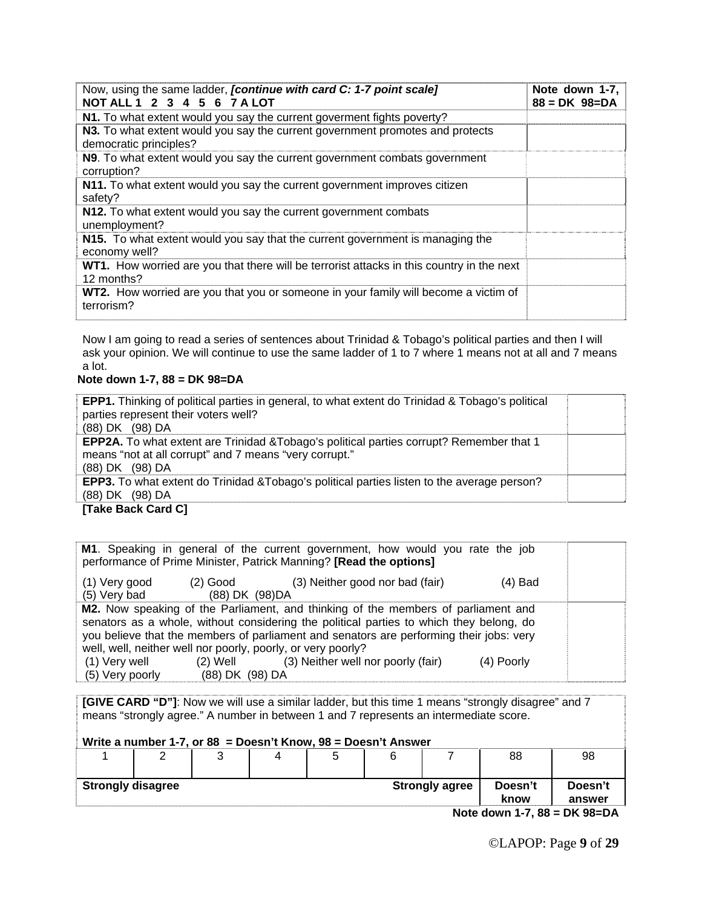| Now, using the same ladder, ***[continue with card C: 1-7 point scale]*** **NOT ALL 1 2 3 4 5 6 7 A LOT** | **Note down 1-7, 88 = DK 98=DA** |
|---|---|
| **N1.** To what extent would you say the current goverment fights poverty? | |
| **N3.** To what extent would you say the current government promotes and protects democratic principles? | |
| **N9**. To what extent would you say the current government combats government corruption? | |
| **N11.** To what extent would you say the current government improves citizen safety? | |
| **N12.** To what extent would you say the current government combats unemployment? | |
| **N15.** To what extent would you say that the current government is managing the economy well? | |
| **WT1.** How worried are you that there will be terrorist attacks in this country in the next 12 months? | |
| **WT2.** How worried are you that you or someone in your family will become a victim of terrorism? | |

Now I am going to read a series of sentences about Trinidad & Tobago's political parties and then I will ask your opinion. We will continue to use the same ladder of 1 to 7 where 1 means not at all and 7 means a lot.

**Note down 1-7, 88 = DK 98=DA**

| | |
|---|---|
| **EPP1.** Thinking of political parties in general, to what extent do Trinidad & Tobago's political parties represent their voters well? (88) DK (98) DA | |
| **EPP2A.** To what extent are Trinidad &Tobago's political parties corrupt? Remember that 1 means "not at all corrupt" and 7 means "very corrupt." (88) DK (98) DA | |
| **EPP3.** To what extent do Trinidad &Tobago's political parties listen to the average person? (88) DK (98) DA | |

**[Take Back Card C]**

| | |
|---|---|
| **M1**. Speaking in general of the current government, how would you rate the job performance of Prime Minister, Patrick Manning? **[Read the options]** (1) Very good (2) Good (3) Neither good nor bad (fair) (4) Bad (5) Very bad (88) DK (98)DA | |
| **M2.** Now speaking of the Parliament, and thinking of the members of parliament and senators as a whole, without considering the political parties to which they belong, do you believe that the members of parliament and senators are performing their jobs: very well, well, neither well nor poorly, poorly, or very poorly? (1) Very well (2) Well (3) Neither well nor poorly (fair) (4) Poorly (5) Very poorly (88) DK (98) DA | |

**[GIVE CARD "D"]**: Now we will use a similar ladder, but this time 1 means "strongly disagree" and 7 means "strongly agree." A number in between 1 and 7 represents an intermediate score.

**Write a number 1-7, or 88 = Doesn't Know, 98 = Doesn't Answer**

| 1 | 2 | 3 | 4 | 5 | 6 | 7 | 88 | 98 |
|---|---|---|---|---|---|---|---|---|
| **Strongly disagree** | | | | | | **Strongly agree** | **Doesn't know** | **Doesn't answer** |

**Note down 1-7, 88 = DK 98=DA**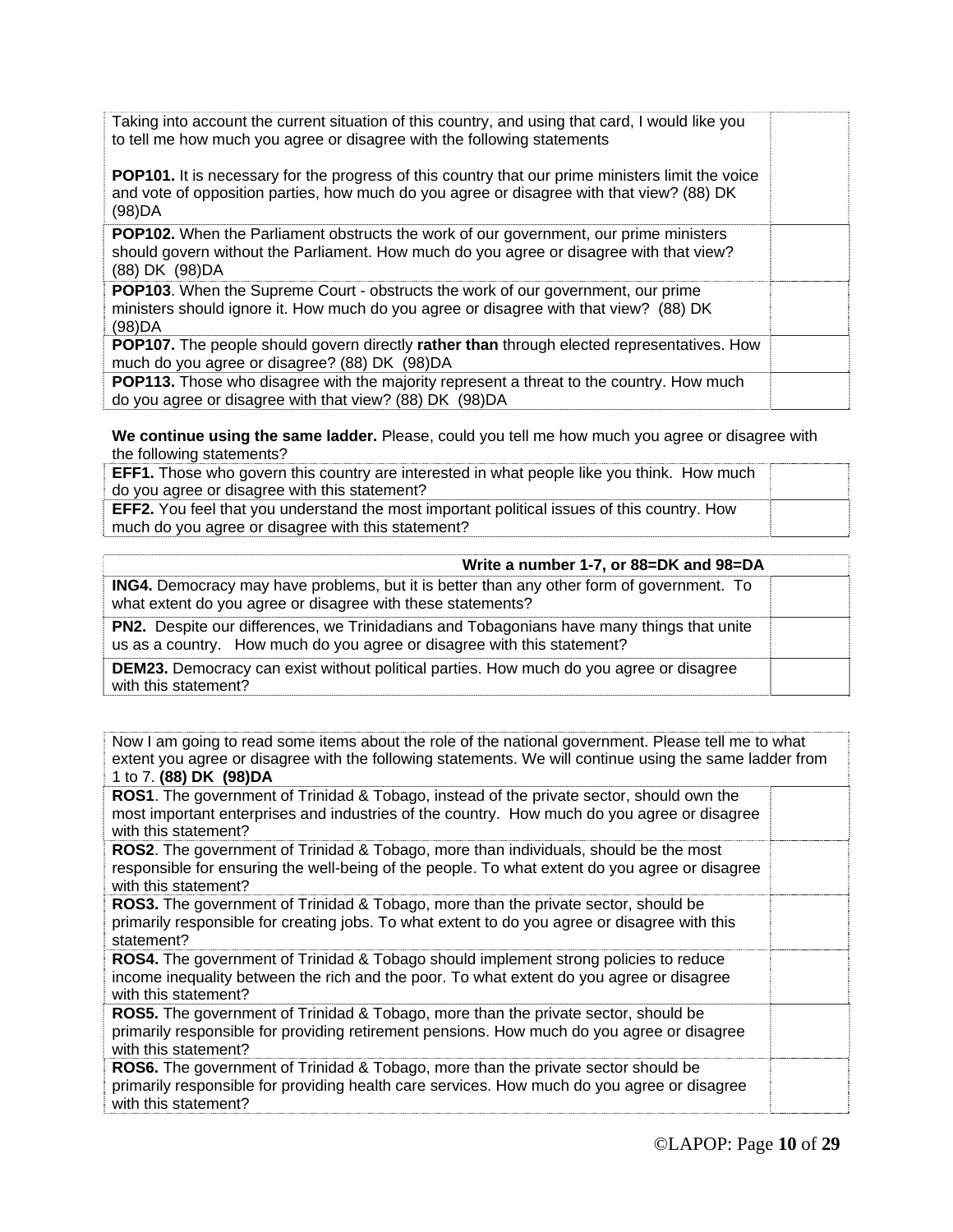| Taking into account the current situation of this country, and using that card, I would like you to tell me how much you agree or disagree with the following statements<br><br>**POP101.** It is necessary for the progress of this country that our prime ministers limit the voice and vote of opposition parties, how much do you agree or disagree with that view? (88) DK (98)DA | |
|---|---|
| **POP102.** When the Parliament obstructs the work of our government, our prime ministers should govern without the Parliament. How much do you agree or disagree with that view? (88) DK (98)DA | |
| **POP103**. When the Supreme Court - obstructs the work of our government, our prime ministers should ignore it. How much do you agree or disagree with that view? (88) DK (98)DA | |
| **POP107.** The people should govern directly **rather than** through elected representatives. How much do you agree or disagree? (88) DK (98)DA | |
| **POP113.** Those who disagree with the majority represent a threat to the country. How much do you agree or disagree with that view? (88) DK (98)DA | |

**We continue using the same ladder.** Please, could you tell me how much you agree or disagree with the following statements?

| | |
|---|---|
| **EFF1.** Those who govern this country are interested in what people like you think. How much do you agree or disagree with this statement? | |
| **EFF2.** You feel that you understand the most important political issues of this country. How much do you agree or disagree with this statement? | |

| **Write a number 1-7, or 88=DK and 98=DA** | |
|---|---|
| **ING4.** Democracy may have problems, but it is better than any other form of government. To what extent do you agree or disagree with these statements? | |
| **PN2.** Despite our differences, we Trinidadians and Tobagonians have many things that unite us as a country. How much do you agree or disagree with this statement? | |
| **DEM23.** Democracy can exist without political parties. How much do you agree or disagree with this statement? | |

| Now I am going to read some items about the role of the national government. Please tell me to what extent you agree or disagree with the following statements. We will continue using the same ladder from 1 to 7. **(88) DK (98)DA** | |
|---|---|
| **ROS1**. The government of Trinidad & Tobago, instead of the private sector, should own the most important enterprises and industries of the country. How much do you agree or disagree with this statement? | |
| **ROS2**. The government of Trinidad & Tobago, more than individuals, should be the most responsible for ensuring the well-being of the people. To what extent do you agree or disagree with this statement? | |
| **ROS3.** The government of Trinidad & Tobago, more than the private sector, should be primarily responsible for creating jobs. To what extent to do you agree or disagree with this statement? | |
| **ROS4.** The government of Trinidad & Tobago should implement strong policies to reduce income inequality between the rich and the poor. To what extent do you agree or disagree with this statement? | |
| **ROS5.** The government of Trinidad & Tobago, more than the private sector, should be primarily responsible for providing retirement pensions. How much do you agree or disagree with this statement? | |
| **ROS6.** The government of Trinidad & Tobago, more than the private sector should be primarily responsible for providing health care services. How much do you agree or disagree with this statement? | |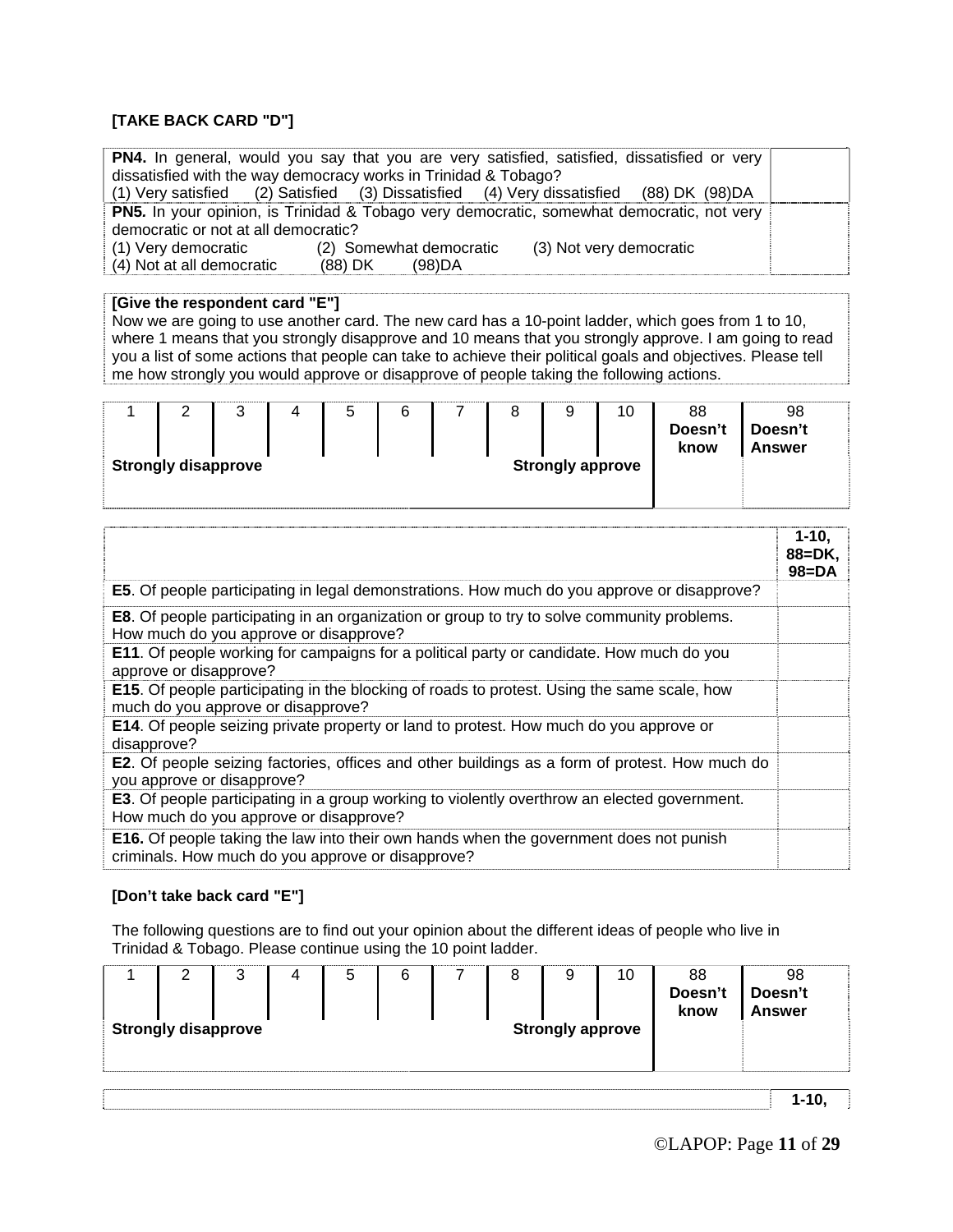**[TAKE BACK CARD "D"]**

| | |
|---|---|
| **PN4.** In general, would you say that you are very satisfied, satisfied, dissatisfied or very dissatisfied with the way democracy works in Trinidad & Tobago?<br>(1) Very satisfied (2) Satisfied (3) Dissatisfied (4) Very dissatisfied (88) DK (98)DA | |
| **PN5.** In your opinion, is Trinidad & Tobago very democratic, somewhat democratic, not very democratic or not at all democratic?<br>(1) Very democratic (2) Somewhat democratic (3) Not very democratic<br>(4) Not at all democratic (88) DK (98)DA | |

**[Give the respondent card "E"]**
Now we are going to use another card. The new card has a 10-point ladder, which goes from 1 to 10, where 1 means that you strongly disapprove and 10 means that you strongly approve. I am going to read you a list of some actions that people can take to achieve their political goals and objectives. Please tell me how strongly you would approve or disapprove of people taking the following actions.

| 1 | 2 | 3 | 4 | 5 | 6 | 7 | 8 | 9 | 10 | 88 Doesn't know | 98 Doesn't Answer |
|---|---|---|---|---|---|---|---|---|---|---|---|
| Strongly disapprove | | | | | | | Strongly approve | | | | |

| | 1-10, 88=DK, 98=DA |
|---|---|
| **E5**. Of people participating in legal demonstrations. How much do you approve or disapprove? | |
| **E8**. Of people participating in an organization or group to try to solve community problems. How much do you approve or disapprove? | |
| **E11**. Of people working for campaigns for a political party or candidate. How much do you approve or disapprove? | |
| **E15**. Of people participating in the blocking of roads to protest. Using the same scale, how much do you approve or disapprove? | |
| **E14**. Of people seizing private property or land to protest. How much do you approve or disapprove? | |
| **E2**. Of people seizing factories, offices and other buildings as a form of protest. How much do you approve or disapprove? | |
| **E3**. Of people participating in a group working to violently overthrow an elected government. How much do you approve or disapprove? | |
| **E16.** Of people taking the law into their own hands when the government does not punish criminals. How much do you approve or disapprove? | |

**[Don't take back card "E"]**

The following questions are to find out your opinion about the different ideas of people who live in Trinidad & Tobago. Please continue using the 10 point ladder.

| 1 | 2 | 3 | 4 | 5 | 6 | 7 | 8 | 9 | 10 | 88 Doesn't know | 98 Doesn't Answer |
|---|---|---|---|---|---|---|---|---|---|---|---|
| Strongly disapprove | | | | | | | Strongly approve | | | | |

| | 1-10, |
|---|---|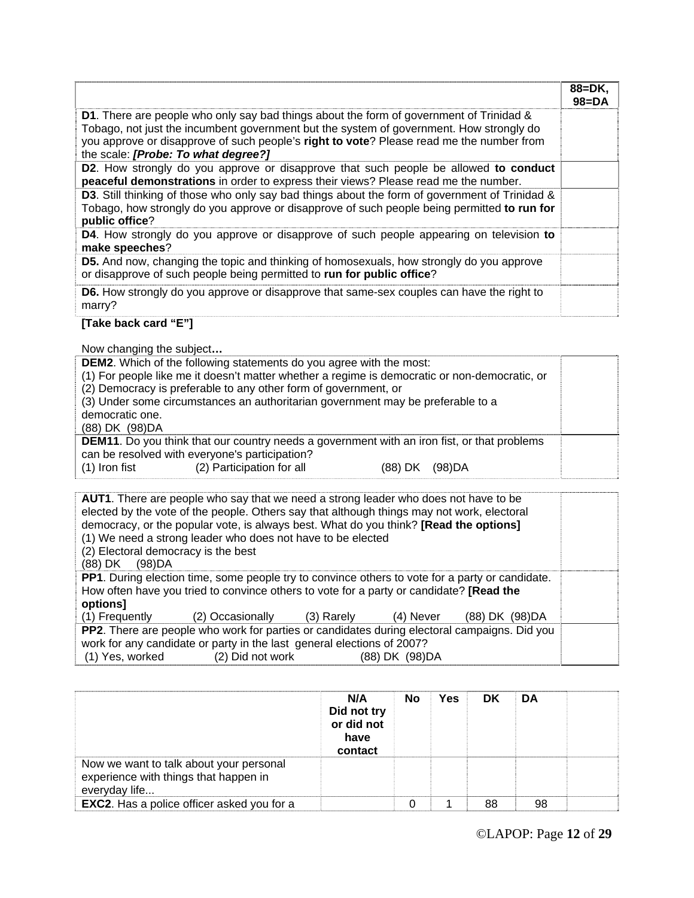| | 88=DK, 98=DA |
|---|---|
| **D1**. There are people who only say bad things about the form of government of Trinidad & Tobago, not just the incumbent government but the system of government. How strongly do you approve or disapprove of such people's **right to vote**? Please read me the number from the scale: ***[Probe: To what degree?]*** | |
| **D2**. How strongly do you approve or disapprove that such people be allowed **to conduct peaceful demonstrations** in order to express their views? Please read me the number. | |
| **D3**. Still thinking of those who only say bad things about the form of government of Trinidad & Tobago, how strongly do you approve or disapprove of such people being permitted **to run for public office**? | |
| **D4**. How strongly do you approve or disapprove of such people appearing on television **to make speeches**? | |
| **D5.** And now, changing the topic and thinking of homosexuals, how strongly do you approve or disapprove of such people being permitted to **run for public office**? | |
| **D6.** How strongly do you approve or disapprove that same-sex couples can have the right to marry? | |

**[Take back card "E"]**

Now changing the subject**…**

| | |
|---|---|
| **DEM2**. Which of the following statements do you agree with the most:<br>(1) For people like me it doesn't matter whether a regime is democratic or non-democratic, or<br>(2) Democracy is preferable to any other form of government, or<br>(3) Under some circumstances an authoritarian government may be preferable to a democratic one.<br>(88) DK (98)DA | |
| **DEM11**. Do you think that our country needs a government with an iron fist, or that problems can be resolved with everyone's participation?<br>(1) Iron fist (2) Participation for all (88) DK (98)DA | |

| | |
|---|---|
| **AUT1**. There are people who say that we need a strong leader who does not have to be elected by the vote of the people. Others say that although things may not work, electoral democracy, or the popular vote, is always best. What do you think? **[Read the options]**<br>(1) We need a strong leader who does not have to be elected<br>(2) Electoral democracy is the best<br>(88) DK (98)DA | |
| **PP1**. During election time, some people try to convince others to vote for a party or candidate. How often have you tried to convince others to vote for a party or candidate? **[Read the options]**<br>(1) Frequently (2) Occasionally (3) Rarely (4) Never (88) DK (98)DA | |
| **PP2**. There are people who work for parties or candidates during electoral campaigns. Did you work for any candidate or party in the last general elections of 2007?<br>(1) Yes, worked (2) Did not work (88) DK (98)DA | |

| | N/A Did not try or did not have contact | No | Yes | DK | DA | |
|---|---|---|---|---|---|---|
| Now we want to talk about your personal experience with things that happen in everyday life... | | | | | | |
| **EXC2**. Has a police officer asked you for a | | 0 | 1 | 88 | 98 | |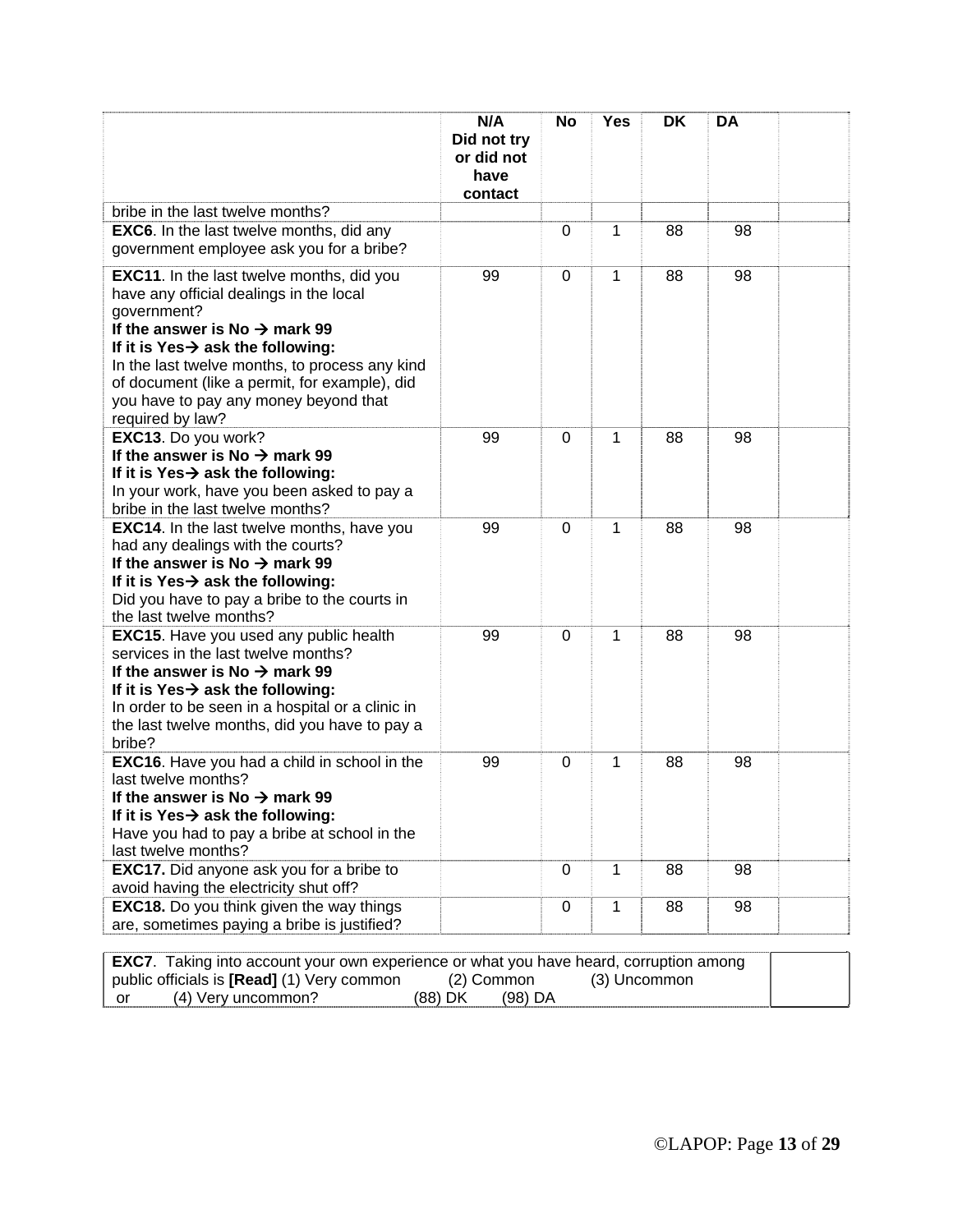| | N/A Did not try or did not have contact | No | Yes | DK | DA | |
|---|---|---|---|---|---|---|
| bribe in the last twelve months? | | | | | | |
| **EXC6**. In the last twelve months, did any government employee ask you for a bribe? | | 0 | 1 | 88 | 98 | |
| **EXC11**. In the last twelve months, did you have any official dealings in the local government?<br>**If the answer is No → mark 99**<br>**If it is Yes→ ask the following:**<br>In the last twelve months, to process any kind of document (like a permit, for example), did you have to pay any money beyond that required by law? | 99 | 0 | 1 | 88 | 98 | |
| **EXC13**. Do you work?<br>**If the answer is No → mark 99**<br>**If it is Yes→ ask the following:**<br>In your work, have you been asked to pay a bribe in the last twelve months? | 99 | 0 | 1 | 88 | 98 | |
| **EXC14**. In the last twelve months, have you had any dealings with the courts?<br>**If the answer is No → mark 99**<br>**If it is Yes→ ask the following:**<br>Did you have to pay a bribe to the courts in the last twelve months? | 99 | 0 | 1 | 88 | 98 | |
| **EXC15**. Have you used any public health services in the last twelve months?<br>**If the answer is No → mark 99**<br>**If it is Yes→ ask the following:**<br>In order to be seen in a hospital or a clinic in the last twelve months, did you have to pay a bribe? | 99 | 0 | 1 | 88 | 98 | |
| **EXC16**. Have you had a child in school in the last twelve months?<br>**If the answer is No → mark 99**<br>**If it is Yes→ ask the following:**<br>Have you had to pay a bribe at school in the last twelve months? | 99 | 0 | 1 | 88 | 98 | |
| **EXC17.** Did anyone ask you for a bribe to avoid having the electricity shut off? | | 0 | 1 | 88 | 98 | |
| **EXC18.** Do you think given the way things are, sometimes paying a bribe is justified? | | 0 | 1 | 88 | 98 | |

| | |
|---|---|
| **EXC7**. Taking into account your own experience or what you have heard, corruption among public officials is **[Read]** (1) Very common (2) Common (3) Uncommon or (4) Very uncommon? (88) DK (98) DA | |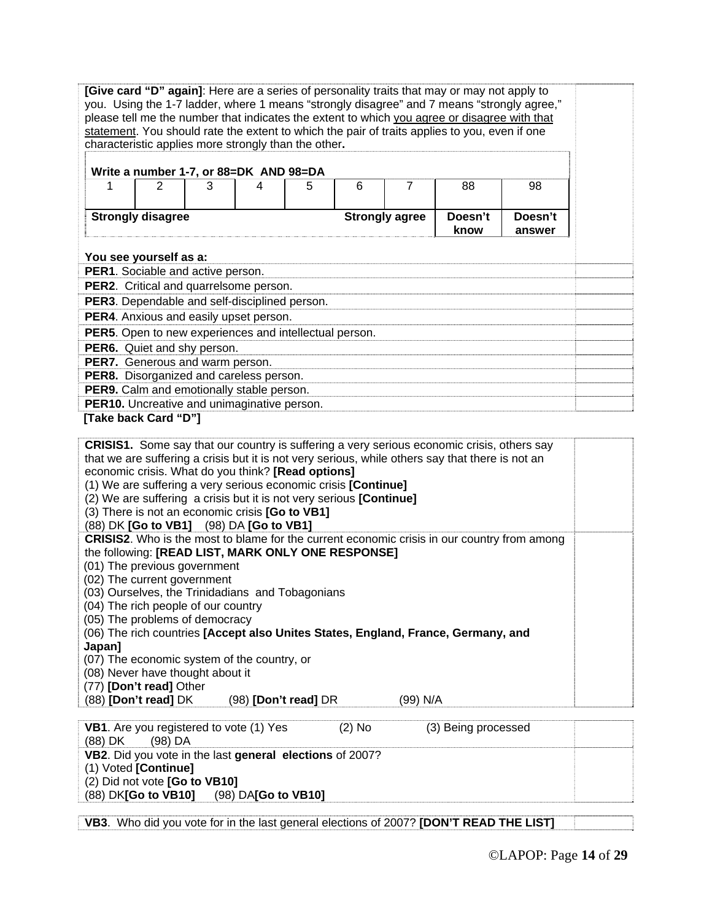**[Give card "D" again]**: Here are a series of personality traits that may or may not apply to you. Using the 1-7 ladder, where 1 means "strongly disagree" and 7 means "strongly agree," please tell me the number that indicates the extent to which you agree or disagree with that statement. You should rate the extent to which the pair of traits applies to you, even if one characteristic applies more strongly than the other**.**

**Write a number 1-7, or 88=DK AND 98=DA**

| 1 | 2 | 3 | 4 | 5 | 6 | 7 | 88 | 98 |
|---|---|---|---|---|---|---|---|---|
| **Strongly disagree** | | | | | **Strongly agree** | | **Doesn't know** | **Doesn't answer** |

**You see yourself as a:**

| | |
|---|---|
| **PER1**. Sociable and active person. | |
| **PER2**. Critical and quarrelsome person. | |
| **PER3**. Dependable and self-disciplined person. | |
| **PER4**. Anxious and easily upset person. | |
| **PER5**. Open to new experiences and intellectual person. | |
| **PER6.** Quiet and shy person. | |
| **PER7.** Generous and warm person. | |
| **PER8.** Disorganized and careless person. | |
| **PER9.** Calm and emotionally stable person. | |
| **PER10.** Uncreative and unimaginative person. | |

**[Take back Card "D"]**

**CRISIS1.** Some say that our country is suffering a very serious economic crisis, others say that we are suffering a crisis but it is not very serious, while others say that there is not an economic crisis. What do you think? **[Read options]**
(1) We are suffering a very serious economic crisis **[Continue]**
(2) We are suffering a crisis but it is not very serious **[Continue]**
(3) There is not an economic crisis **[Go to VB1]**
(88) DK **[Go to VB1]** (98) DA **[Go to VB1]**

**CRISIS2**. Who is the most to blame for the current economic crisis in our country from among the following: **[READ LIST, MARK ONLY ONE RESPONSE]**
(01) The previous government
(02) The current government
(03) Ourselves, the Trinidadians and Tobagonians
(04) The rich people of our country
(05) The problems of democracy
(06) The rich countries **[Accept also Unites States, England, France, Germany, and Japan]**
(07) The economic system of the country, or
(08) Never have thought about it
(77) **[Don't read]** Other
(88) **[Don't read]** DK (98) **[Don't read]** DR (99) N/A

**VB1**. Are you registered to vote (1) Yes (2) No (3) Being processed
(88) DK (98) DA

**VB2**. Did you vote in the last **general elections** of 2007?
(1) Voted **[Continue]**
(2) Did not vote **[Go to VB10]**
(88) DK**[Go to VB10]** (98) DA**[Go to VB10]**

**VB3**. Who did you vote for in the last general elections of 2007? **[DON'T READ THE LIST]**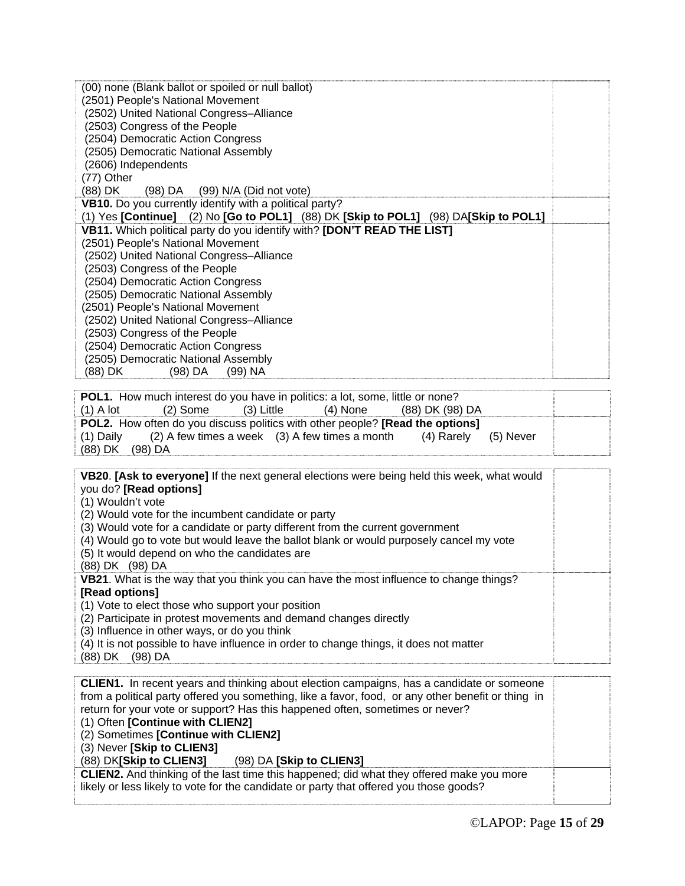| | |
|---|---|
| (00) none (Blank ballot or spoiled or null ballot)<br>(2501) People's National Movement<br>(2502) United National Congress–Alliance<br>(2503) Congress of the People<br>(2504) Democratic Action Congress<br>(2505) Democratic National Assembly<br>(2606) Independents<br>(77) Other<br>(88) DK (98) DA (99) N/A (Did not vote) | |
| **VB10.** Do you currently identify with a political party?<br>(1) Yes **[Continue]** (2) No **[Go to POL1]** (88) DK **[Skip to POL1]** (98) DA**[Skip to POL1]** | |
| **VB11.** Which political party do you identify with? **[DON'T READ THE LIST]**<br>(2501) People's National Movement<br>(2502) United National Congress–Alliance<br>(2503) Congress of the People<br>(2504) Democratic Action Congress<br>(2505) Democratic National Assembly<br>(2501) People's National Movement<br>(2502) United National Congress–Alliance<br>(2503) Congress of the People<br>(2504) Democratic Action Congress<br>(2505) Democratic National Assembly<br>(88) DK (98) DA (99) NA | |

| | |
|---|---|
| **POL1.** How much interest do you have in politics: a lot, some, little or none?<br>(1) A lot (2) Some (3) Little (4) None (88) DK (98) DA | |
| **POL2.** How often do you discuss politics with other people? **[Read the options]**<br>(1) Daily (2) A few times a week (3) A few times a month (4) Rarely (5) Never<br>(88) DK (98) DA | |

| | |
|---|---|
| **VB20**. **[Ask to everyone]** If the next general elections were being held this week, what would you do? **[Read options]**<br>(1) Wouldn't vote<br>(2) Would vote for the incumbent candidate or party<br>(3) Would vote for a candidate or party different from the current government<br>(4) Would go to vote but would leave the ballot blank or would purposely cancel my vote<br>(5) It would depend on who the candidates are<br>(88) DK (98) DA | |
| **VB21**. What is the way that you think you can have the most influence to change things? **[Read options]**<br>(1) Vote to elect those who support your position<br>(2) Participate in protest movements and demand changes directly<br>(3) Influence in other ways, or do you think<br>(4) It is not possible to have influence in order to change things, it does not matter<br>(88) DK (98) DA | |

| | |
|---|---|
| **CLIEN1.** In recent years and thinking about election campaigns, has a candidate or someone from a political party offered you something, like a favor, food, or any other benefit or thing in return for your vote or support? Has this happened often, sometimes or never?<br>(1) Often **[Continue with CLIEN2]**<br>(2) Sometimes **[Continue with CLIEN2]**<br>(3) Never **[Skip to CLIEN3]**<br>(88) DK**[Skip to CLIEN3]** (98) DA **[Skip to CLIEN3]** | |
| **CLIEN2.** And thinking of the last time this happened; did what they offered make you more likely or less likely to vote for the candidate or party that offered you those goods? | |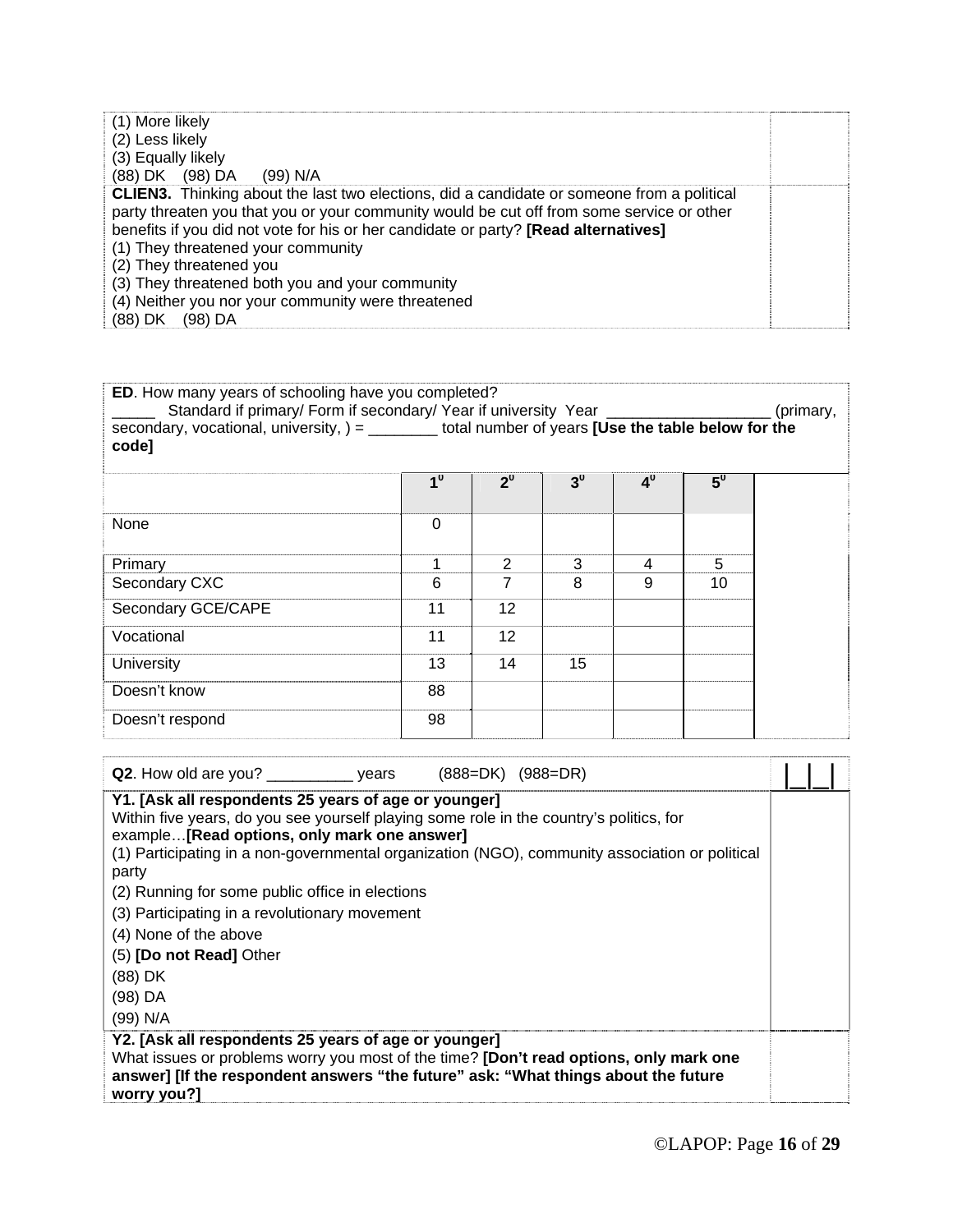(1) More likely
(2) Less likely
(3) Equally likely
(88) DK (98) DA (99) N/A

**CLIEN3.** Thinking about the last two elections, did a candidate or someone from a political party threaten you that you or your community would be cut off from some service or other benefits if you did not vote for his or her candidate or party? **[Read alternatives]**
(1) They threatened your community
(2) They threatened you
(3) They threatened both you and your community
(4) Neither you nor your community were threatened
(88) DK (98) DA

**ED**. How many years of schooling have you completed?
_____ Standard if primary/ Form if secondary/ Year if university Year ___________________ (primary, secondary, vocational, university, ) = ________ total number of years **[Use the table below for the code]**

| | 1⁰ | 2⁰ | 3⁰ | 4⁰ | 5⁰ |
|---|---|---|---|---|---|
| None | 0 | | | | |
| Primary | 1 | 2 | 3 | 4 | 5 |
| Secondary CXC | 6 | 7 | 8 | 9 | 10 |
| Secondary GCE/CAPE | 11 | 12 | | | |
| Vocational | 11 | 12 | | | |
| University | 13 | 14 | 15 | | |
| Doesn't know | 88 | | | | |
| Doesn't respond | 98 | | | | |

**Q2**. How old are you? __________ years (888=DK) (988=DR) |__|__|

**Y1. [Ask all respondents 25 years of age or younger]**
Within five years, do you see yourself playing some role in the country's politics, for example…**[Read options, only mark one answer]**
(1) Participating in a non-governmental organization (NGO), community association or political party
(2) Running for some public office in elections
(3) Participating in a revolutionary movement
(4) None of the above
(5) **[Do not Read]** Other
(88) DK
(98) DA
(99) N/A

**Y2. [Ask all respondents 25 years of age or younger]**
What issues or problems worry you most of the time? **[Don't read options, only mark one answer] [If the respondent answers "the future" ask: "What things about the future worry you?]**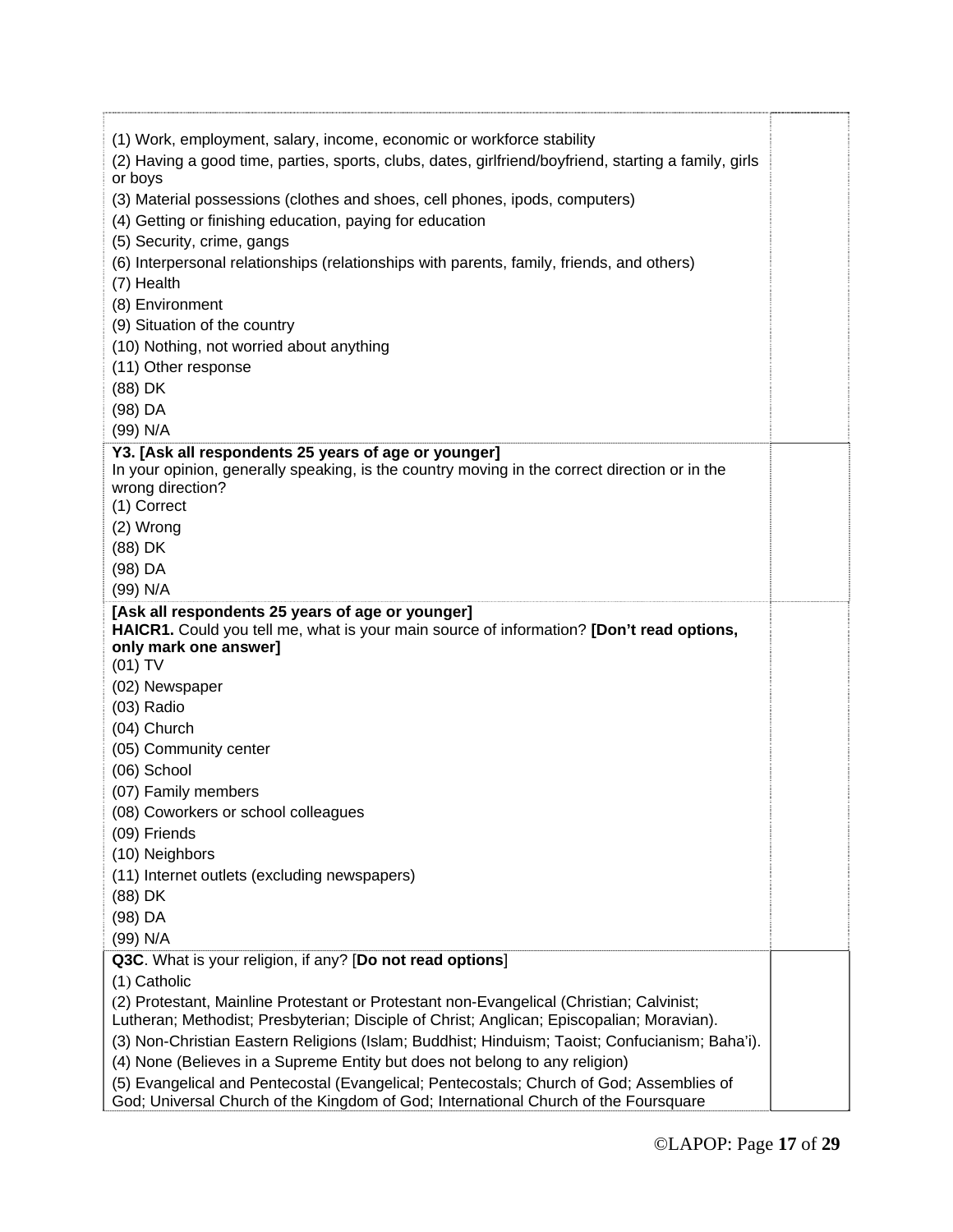| | |
|---|---|
| (1) Work, employment, salary, income, economic or workforce stability<br>(2) Having a good time, parties, sports, clubs, dates, girlfriend/boyfriend, starting a family, girls or boys<br>(3) Material possessions (clothes and shoes, cell phones, ipods, computers)<br>(4) Getting or finishing education, paying for education<br>(5) Security, crime, gangs<br>(6) Interpersonal relationships (relationships with parents, family, friends, and others)<br>(7) Health<br>(8) Environment<br>(9) Situation of the country<br>(10) Nothing, not worried about anything<br>(11) Other response<br>(88) DK<br>(98) DA<br>(99) N/A | |
| **Y3. [Ask all respondents 25 years of age or younger]**<br>In your opinion, generally speaking, is the country moving in the correct direction or in the wrong direction?<br>(1) Correct<br>(2) Wrong<br>(88) DK<br>(98) DA<br>(99) N/A | |
| **[Ask all respondents 25 years of age or younger]**<br>**HAICR1.** Could you tell me, what is your main source of information? **[Don't read options, only mark one answer]**<br>(01) TV<br>(02) Newspaper<br>(03) Radio<br>(04) Church<br>(05) Community center<br>(06) School<br>(07) Family members<br>(08) Coworkers or school colleagues<br>(09) Friends<br>(10) Neighbors<br>(11) Internet outlets (excluding newspapers)<br>(88) DK<br>(98) DA<br>(99) N/A | |
| **Q3C**. What is your religion, if any? [**Do not read options**]<br>(1) Catholic<br>(2) Protestant, Mainline Protestant or Protestant non-Evangelical (Christian; Calvinist; Lutheran; Methodist; Presbyterian; Disciple of Christ; Anglican; Episcopalian; Moravian).<br>(3) Non-Christian Eastern Religions (Islam; Buddhist; Hinduism; Taoist; Confucianism; Baha'i).<br>(4) None (Believes in a Supreme Entity but does not belong to any religion)<br>(5) Evangelical and Pentecostal (Evangelical; Pentecostals; Church of God; Assemblies of God; Universal Church of the Kingdom of God; International Church of the Foursquare | |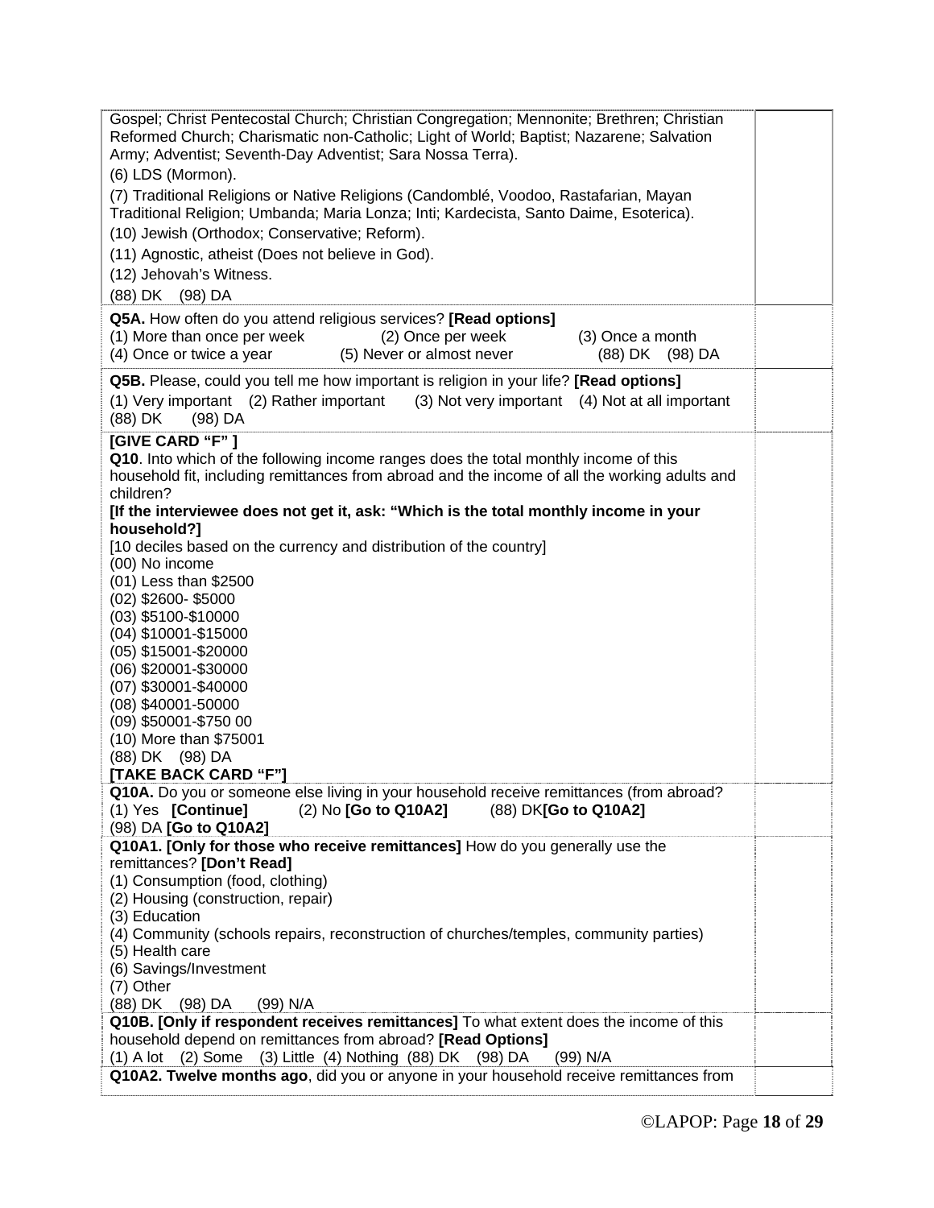Gospel; Christ Pentecostal Church; Christian Congregation; Mennonite; Brethren; Christian Reformed Church; Charismatic non-Catholic; Light of World; Baptist; Nazarene; Salvation Army; Adventist; Seventh-Day Adventist; Sara Nossa Terra).

(6) LDS (Mormon).

(7) Traditional Religions or Native Religions (Candomblé, Voodoo, Rastafarian, Mayan Traditional Religion; Umbanda; Maria Lonza; Inti; Kardecista, Santo Daime, Esoterica).

(10) Jewish (Orthodox; Conservative; Reform).

(11) Agnostic, atheist (Does not believe in God).

(12) Jehovah's Witness.

(88) DK (98) DA

**Q5A.** How often do you attend religious services? **[Read options]**
(1) More than once per week (2) Once per week (3) Once a month
(4) Once or twice a year (5) Never or almost never (88) DK (98) DA

**Q5B.** Please, could you tell me how important is religion in your life? **[Read options]**
(1) Very important (2) Rather important (3) Not very important (4) Not at all important
(88) DK (98) DA

**[GIVE CARD "F" ]**
**Q10**. Into which of the following income ranges does the total monthly income of this household fit, including remittances from abroad and the income of all the working adults and children?
**[If the interviewee does not get it, ask: "Which is the total monthly income in your household?]**
[10 deciles based on the currency and distribution of the country]
(00) No income
(01) Less than $2500
(02) $2600- $5000
(03) $5100-$10000
(04) $10001-$15000
(05) $15001-$20000
(06) $20001-$30000
(07) $30001-$40000
(08) $40001-50000
(09) $50001-$750 00
(10) More than $75001
(88) DK (98) DA
**[TAKE BACK CARD "F"]**

**Q10A.** Do you or someone else living in your household receive remittances (from abroad?
(1) Yes **[Continue]** (2) No **[Go to Q10A2]** (88) DK**[Go to Q10A2]**
(98) DA **[Go to Q10A2]**

**Q10A1. [Only for those who receive remittances]** How do you generally use the remittances? **[Don't Read]**
(1) Consumption (food, clothing)
(2) Housing (construction, repair)
(3) Education
(4) Community (schools repairs, reconstruction of churches/temples, community parties)
(5) Health care
(6) Savings/Investment
(7) Other
(88) DK (98) DA (99) N/A

**Q10B. [Only if respondent receives remittances]** To what extent does the income of this household depend on remittances from abroad? **[Read Options]**
(1) A lot (2) Some (3) Little (4) Nothing (88) DK (98) DA (99) N/A

**Q10A2. Twelve months ago**, did you or anyone in your household receive remittances from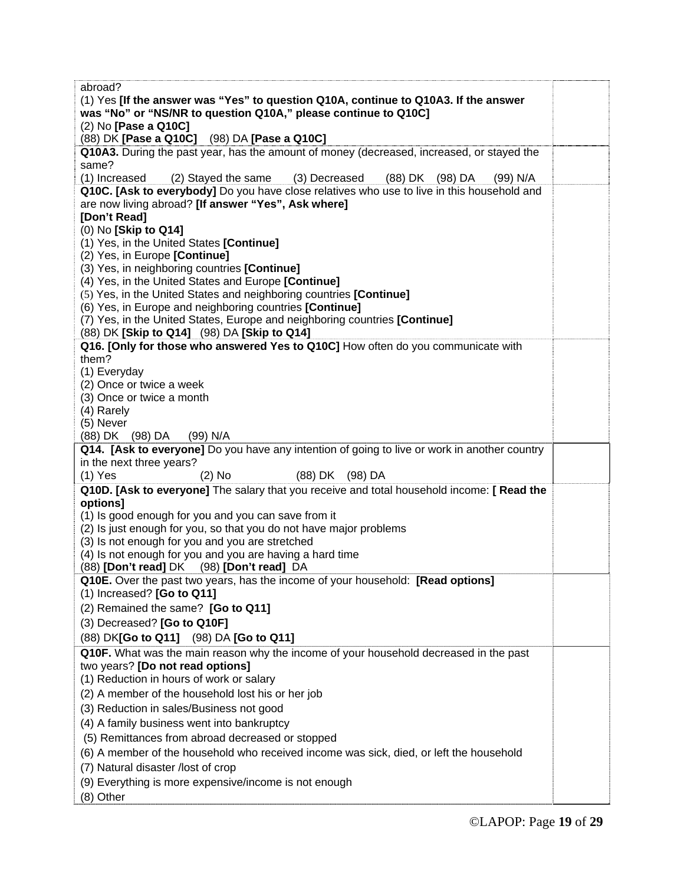| | |
|---|---|
| abroad?<br>(1) Yes **[If the answer was "Yes" to question Q10A, continue to Q10A3. If the answer was "No" or "NS/NR to question Q10A," please continue to Q10C]**<br>(2) No **[Pase a Q10C]**<br>(88) DK **[Pase a Q10C]** (98) DA **[Pase a Q10C]** | |
| **Q10A3.** During the past year, has the amount of money (decreased, increased, or stayed the same?<br>(1) Increased (2) Stayed the same (3) Decreased (88) DK (98) DA (99) N/A | |
| **Q10C. [Ask to everybody]** Do you have close relatives who use to live in this household and are now living abroad? **[If answer "Yes", Ask where]**<br>**[Don't Read]**<br>(0) No **[Skip to Q14]**<br>(1) Yes, in the United States **[Continue]**<br>(2) Yes, in Europe **[Continue]**<br>(3) Yes, in neighboring countries **[Continue]**<br>(4) Yes, in the United States and Europe **[Continue]**<br>(5) Yes, in the United States and neighboring countries **[Continue]**<br>(6) Yes, in Europe and neighboring countries **[Continue]**<br>(7) Yes, in the United States, Europe and neighboring countries **[Continue]**<br>(88) DK **[Skip to Q14]** (98) DA **[Skip to Q14]** | |
| **Q16. [Only for those who answered Yes to Q10C]** How often do you communicate with them?<br>(1) Everyday<br>(2) Once or twice a week<br>(3) Once or twice a month<br>(4) Rarely<br>(5) Never<br>(88) DK (98) DA (99) N/A | |
| **Q14. [Ask to everyone]** Do you have any intention of going to live or work in another country in the next three years?<br>(1) Yes (2) No (88) DK (98) DA | |
| **Q10D. [Ask to everyone]** The salary that you receive and total household income: **[ Read the options]**<br>(1) Is good enough for you and you can save from it<br>(2) Is just enough for you, so that you do not have major problems<br>(3) Is not enough for you and you are stretched<br>(4) Is not enough for you and you are having a hard time<br>(88) **[Don't read]** DK (98) **[Don't read]** DA | |
| **Q10E.** Over the past two years, has the income of your household: **[Read options]**<br>(1) Increased? **[Go to Q11]**<br>(2) Remained the same? **[Go to Q11]**<br>(3) Decreased? **[Go to Q10F]**<br>(88) DK**[Go to Q11]** (98) DA **[Go to Q11]** | |
| **Q10F.** What was the main reason why the income of your household decreased in the past two years? **[Do not read options]**<br>(1) Reduction in hours of work or salary<br>(2) A member of the household lost his or her job<br>(3) Reduction in sales/Business not good<br>(4) A family business went into bankruptcy<br>(5) Remittances from abroad decreased or stopped<br>(6) A member of the household who received income was sick, died, or left the household<br>(7) Natural disaster /lost of crop<br>(9) Everything is more expensive/income is not enough<br>(8) Other | |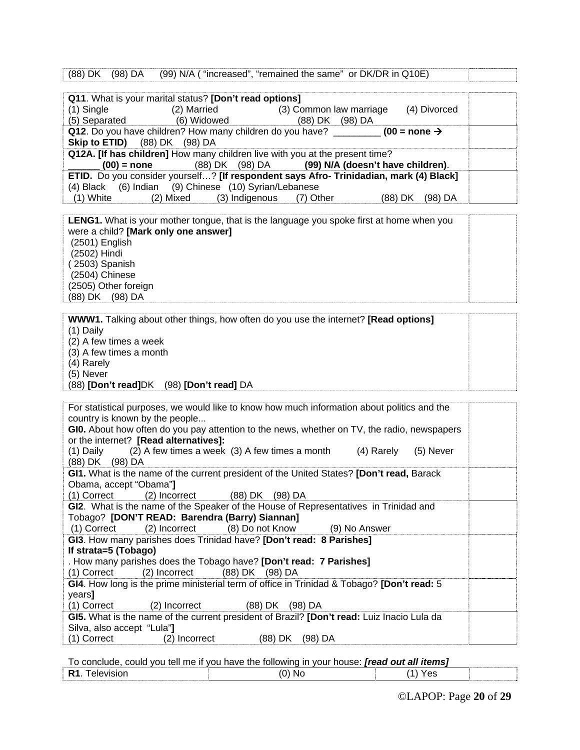(88) DK (98) DA (99) N/A ( "increased", "remained the same" or DK/DR in Q10E)

**Q11**. What is your marital status? **[Don't read options]**
(1) Single (2) Married (3) Common law marriage (4) Divorced
(5) Separated (6) Widowed (88) DK (98) DA

**Q12**. Do you have children? How many children do you have? _________ **(00 = none → Skip to ETID)** (88) DK (98) DA

**Q12A. [If has children]** How many children live with you at the present time?
______ **(00) = none** (88) DK (98) DA **(99) N/A (doesn't have children)**.

**ETID.** Do you consider yourself…? **[If respondent says Afro- Trinidadian, mark (4) Black]**
(4) Black (6) Indian (9) Chinese (10) Syrian/Lebanese
(1) White (2) Mixed (3) Indigenous (7) Other (88) DK (98) DA

**LENG1.** What is your mother tongue, that is the language you spoke first at home when you were a child? **[Mark only one answer]**
(2501) English
(2502) Hindi
( 2503) Spanish
(2504) Chinese
(2505) Other foreign
(88) DK (98) DA

**WWW1.** Talking about other things, how often do you use the internet? **[Read options]**
(1) Daily
(2) A few times a week
(3) A few times a month
(4) Rarely
(5) Never
(88) **[Don't read]**DK (98) **[Don't read]** DA

For statistical purposes, we would like to know how much information about politics and the country is known by the people...

**GI0.** About how often do you pay attention to the news, whether on TV, the radio, newspapers or the internet? **[Read alternatives]:**
(1) Daily (2) A few times a week (3) A few times a month (4) Rarely (5) Never
(88) DK (98) DA

**GI1.** What is the name of the current president of the United States? **[Don't read,** Barack Obama, accept "Obama"**]**
(1) Correct (2) Incorrect (88) DK (98) DA

**GI2**. What is the name of the Speaker of the House of Representatives in Trinidad and Tobago? **[DON'T READ: Barendra (Barry) Siannan]**
(1) Correct (2) Incorrect (8) Do not Know (9) No Answer

**GI3**. How many parishes does Trinidad have? **[Don't read: 8 Parishes]**
**If strata=5 (Tobago)**
. How many parishes does the Tobago have? **[Don't read: 7 Parishes]**
(1) Correct (2) Incorrect (88) DK (98) DA

**GI4**. How long is the prime ministerial term of office in Trinidad & Tobago? **[Don't read:** 5 years**]**
(1) Correct (2) Incorrect (88) DK (98) DA

**GI5.** What is the name of the current president of Brazil? **[Don't read:** Luiz Inacio Lula da Silva, also accept "Lula"**]**
(1) Correct (2) Incorrect (88) DK (98) DA

To conclude, could you tell me if you have the following in your house: ***[read out all items]***

| **R1**. Television | (0) No | (1) Yes | |
|---|---|---|---|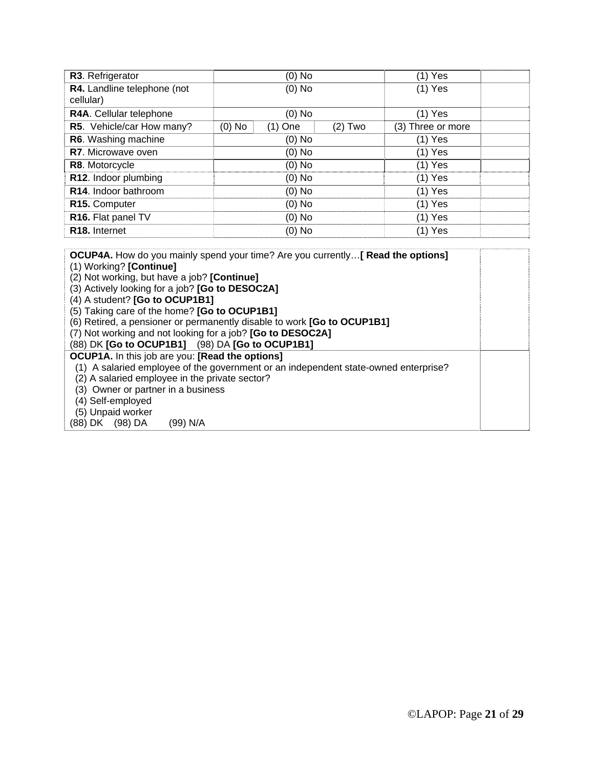| | | | | | |
|---|---|---|---|---|---|
| **R3**. Refrigerator | (0) No | | | (1) Yes | |
| **R4.** Landline telephone (not cellular) | (0) No | | | (1) Yes | |
| **R4A**. Cellular telephone | (0) No | | | (1) Yes | |
| **R5**. Vehicle/car How many? | (0) No | (1) One | (2) Two | (3) Three or more | |
| **R6**. Washing machine | (0) No | | | (1) Yes | |
| **R7**. Microwave oven | (0) No | | | (1) Yes | |
| **R8**. Motorcycle | (0) No | | | (1) Yes | |
| **R12**. Indoor plumbing | (0) No | | | (1) Yes | |
| **R14**. Indoor bathroom | (0) No | | | (1) Yes | |
| **R15.** Computer | (0) No | | | (1) Yes | |
| **R16.** Flat panel TV | (0) No | | | (1) Yes | |
| **R18.** Internet | (0) No | | | (1) Yes | |

**OCUP4A.** How do you mainly spend your time? Are you currently…**[ Read the options]**
(1) Working? **[Continue]**
(2) Not working, but have a job? **[Continue]**
(3) Actively looking for a job? **[Go to DESOC2A]**
(4) A student? **[Go to OCUP1B1]**
(5) Taking care of the home? **[Go to OCUP1B1]**
(6) Retired, a pensioner or permanently disable to work **[Go to OCUP1B1]**
(7) Not working and not looking for a job? **[Go to DESOC2A]**
(88) DK **[Go to OCUP1B1]** (98) DA **[Go to OCUP1B1]**

**OCUP1A.** In this job are you: **[Read the options]**
(1) A salaried employee of the government or an independent state-owned enterprise?
(2) A salaried employee in the private sector?
(3) Owner or partner in a business
(4) Self-employed
(5) Unpaid worker
(88) DK (98) DA (99) N/A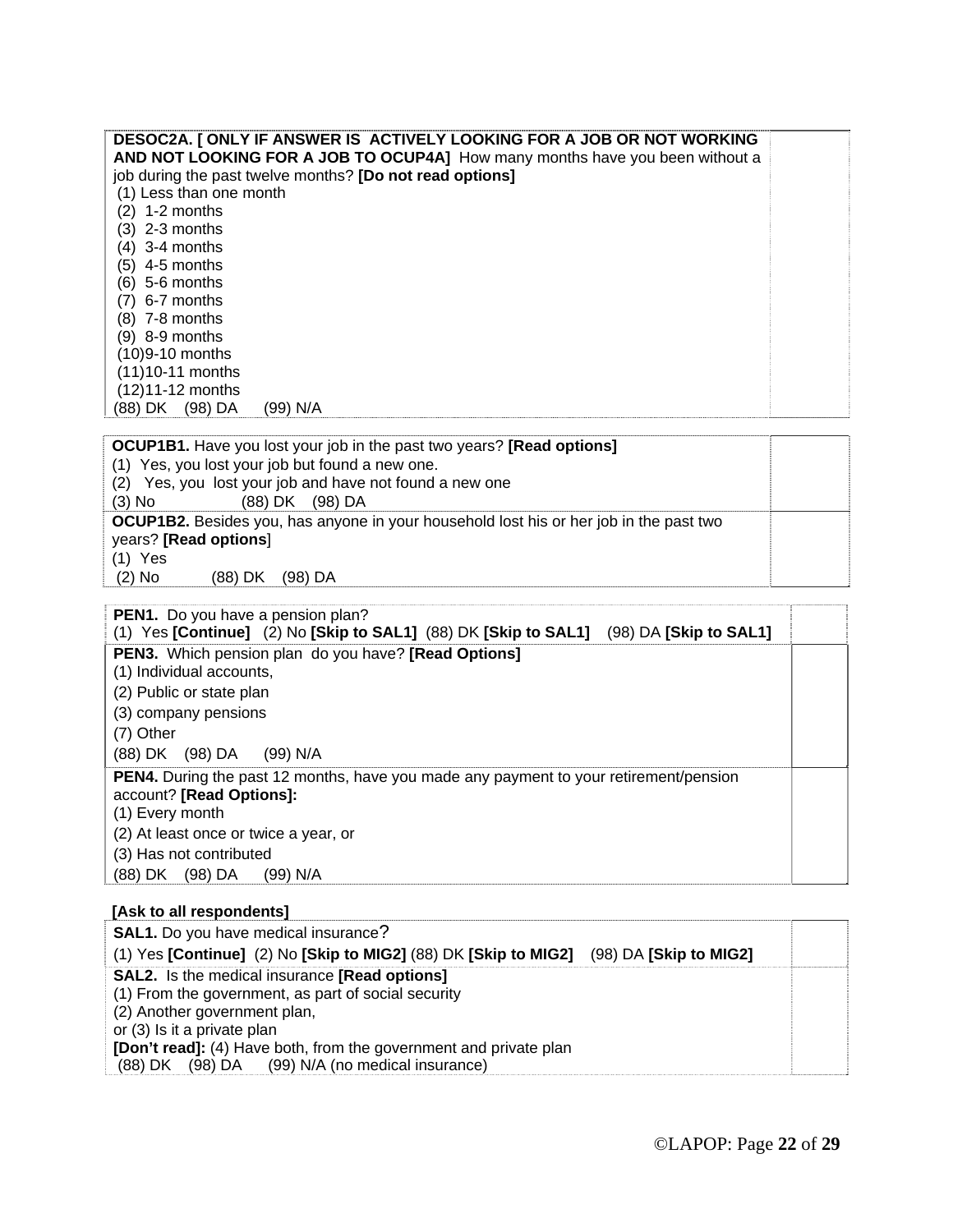| **DESOC2A. [ ONLY IF ANSWER IS ACTIVELY LOOKING FOR A JOB OR NOT WORKING AND NOT LOOKING FOR A JOB TO OCUP4A]** How many months have you been without a job during the past twelve months? **[Do not read options]**<br>(1) Less than one month<br>(2) 1-2 months<br>(3) 2-3 months<br>(4) 3-4 months<br>(5) 4-5 months<br>(6) 5-6 months<br>(7) 6-7 months<br>(8) 7-8 months<br>(9) 8-9 months<br>(10)9-10 months<br>(11)10-11 months<br>(12)11-12 months<br>(88) DK (98) DA (99) N/A | |
|---|---|

| **OCUP1B1.** Have you lost your job in the past two years? **[Read options]**<br>(1) Yes, you lost your job but found a new one.<br>(2) Yes, you lost your job and have not found a new one<br>(3) No (88) DK (98) DA | |
|---|---|
| **OCUP1B2.** Besides you, has anyone in your household lost his or her job in the past two years? **[Read options]**<br>(1) Yes<br>(2) No (88) DK (98) DA | |

| **PEN1.** Do you have a pension plan?<br>(1) Yes **[Continue]** (2) No **[Skip to SAL1]** (88) DK **[Skip to SAL1]** (98) DA **[Skip to SAL1]** | |
|---|---|
| **PEN3.** Which pension plan do you have? **[Read Options]**<br>(1) Individual accounts,<br>(2) Public or state plan<br>(3) company pensions<br>(7) Other<br>(88) DK (98) DA (99) N/A | |
| **PEN4.** During the past 12 months, have you made any payment to your retirement/pension account? **[Read Options]:**<br>(1) Every month<br>(2) At least once or twice a year, or<br>(3) Has not contributed<br>(88) DK (98) DA (99) N/A | |

**[Ask to all respondents]**

| **SAL1.** Do you have medical insurance?<br>(1) Yes **[Continue]** (2) No **[Skip to MIG2]** (88) DK **[Skip to MIG2]** (98) DA **[Skip to MIG2]** | |
|---|---|
| **SAL2.** Is the medical insurance **[Read options]**<br>(1) From the government, as part of social security<br>(2) Another government plan,<br>or (3) Is it a private plan<br>**[Don't read]:** (4) Have both, from the government and private plan<br>(88) DK (98) DA (99) N/A (no medical insurance) | |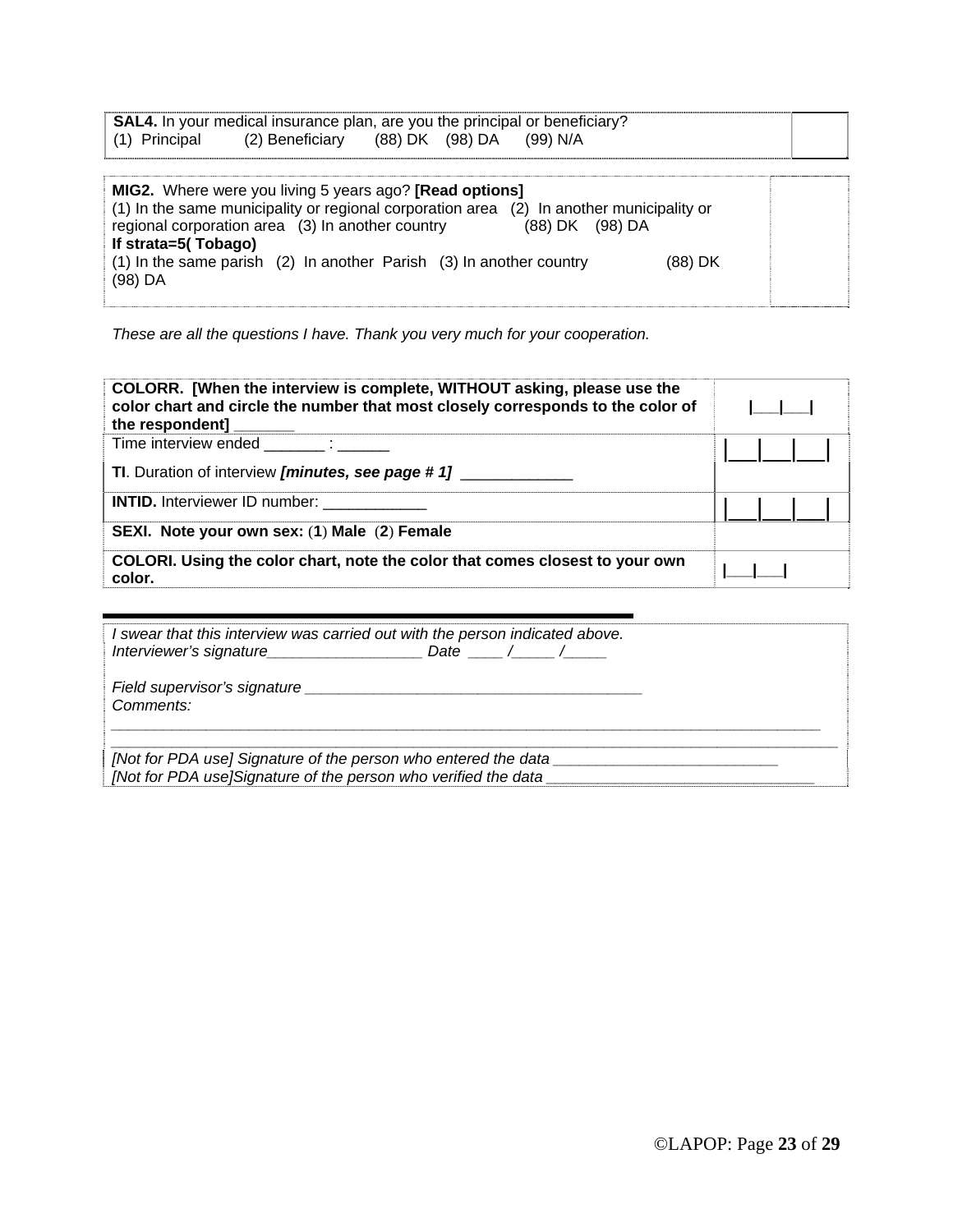| **SAL4.** In your medical insurance plan, are you the principal or beneficiary?<br>(1) Principal (2) Beneficiary (88) DK (98) DA (99) N/A | |
|---|---|

| **MIG2.** Where were you living 5 years ago? **[Read options]**<br>(1) In the same municipality or regional corporation area (2) In another municipality or regional corporation area (3) In another country (88) DK (98) DA<br>**If strata=5( Tobago)**<br>(1) In the same parish (2) In another Parish (3) In another country (88) DK (98) DA | |
|---|---|

*These are all the questions I have. Thank you very much for your cooperation.*

| **COLORR. [When the interview is complete, WITHOUT asking, please use the color chart and circle the number that most closely corresponds to the color of the respondent]** _______ | \|___\|___\| |
|---|---|
| Time interview ended _______ : ______<br><br>**TI**. Duration of interview ***[minutes, see page # 1]*** _____________ | \|___\|___\|___\| |
| **INTID.** Interviewer ID number: ____________ | \|___\|___\|___\| |
| **SEXI. Note your own sex: (1) Male (2) Female** | |
| **COLORI. Using the color chart, note the color that comes closest to your own color.** | \|___\|___\| |

*I swear that this interview was carried out with the person indicated above.*
*Interviewer's signature__________________ Date ____ /_____ /_____*

*Field supervisor's signature _______________________________________*
*Comments:*
_____________________________________________________________________________________
_____________________________________________________________________________________
*[Not for PDA use] Signature of the person who entered the data __________________________*
*[Not for PDA use]Signature of the person who verified the data _______________________________*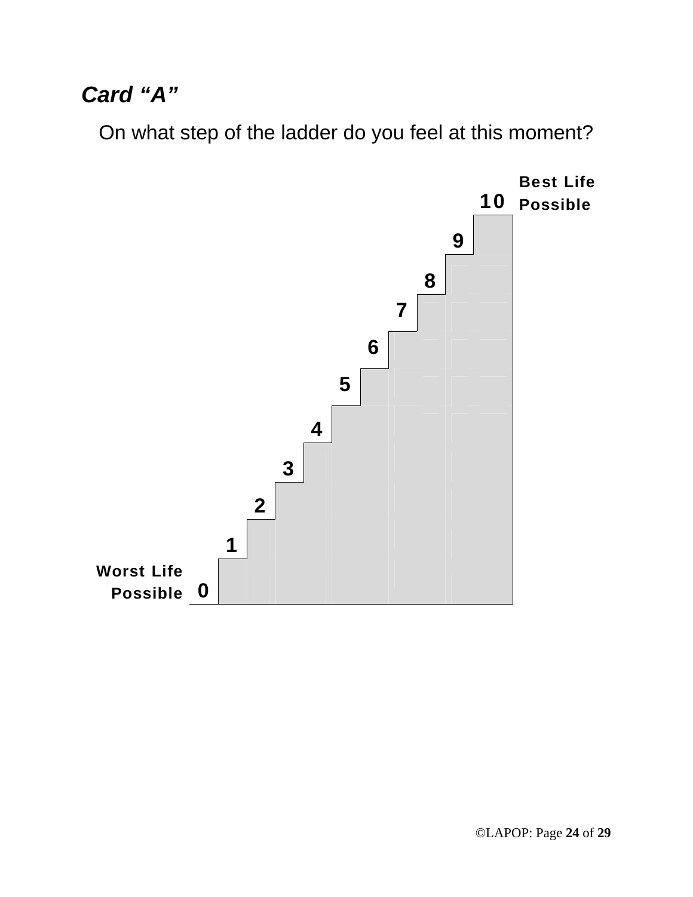***Card "A"***

On what step of the ladder do you feel at this moment?

**Best Life Possible**

**10**

**9**

**8**

**7**

**6**

**5**

**4**

**3**

**2**

**1**

**Worst Life Possible** **0**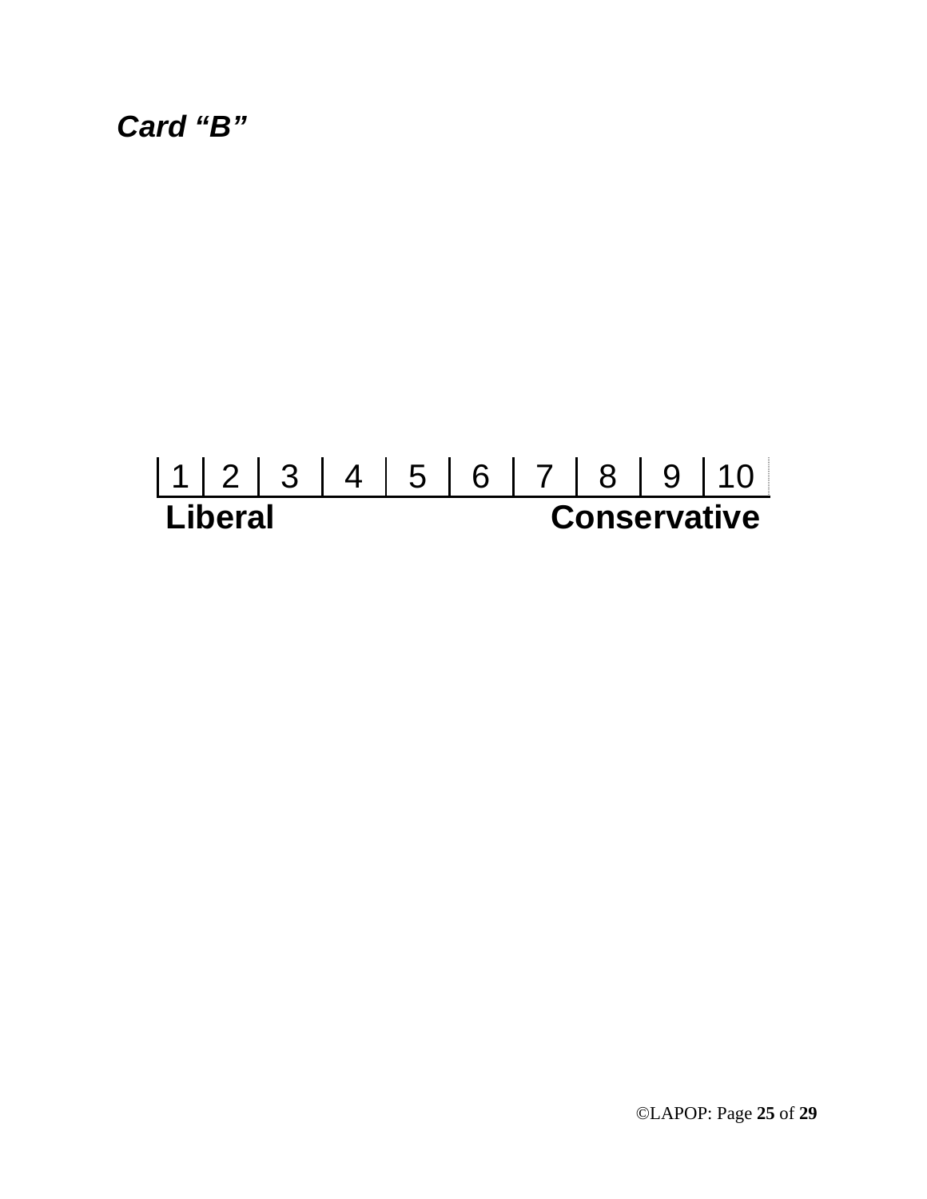***Card "B"***

| 1 | 2 | 3 | 4 | 5 | 6 | 7 | 8 | 9 | 10 |
|---|---|---|---|---|---|---|---|---|---|

**Liberal** **Conservative**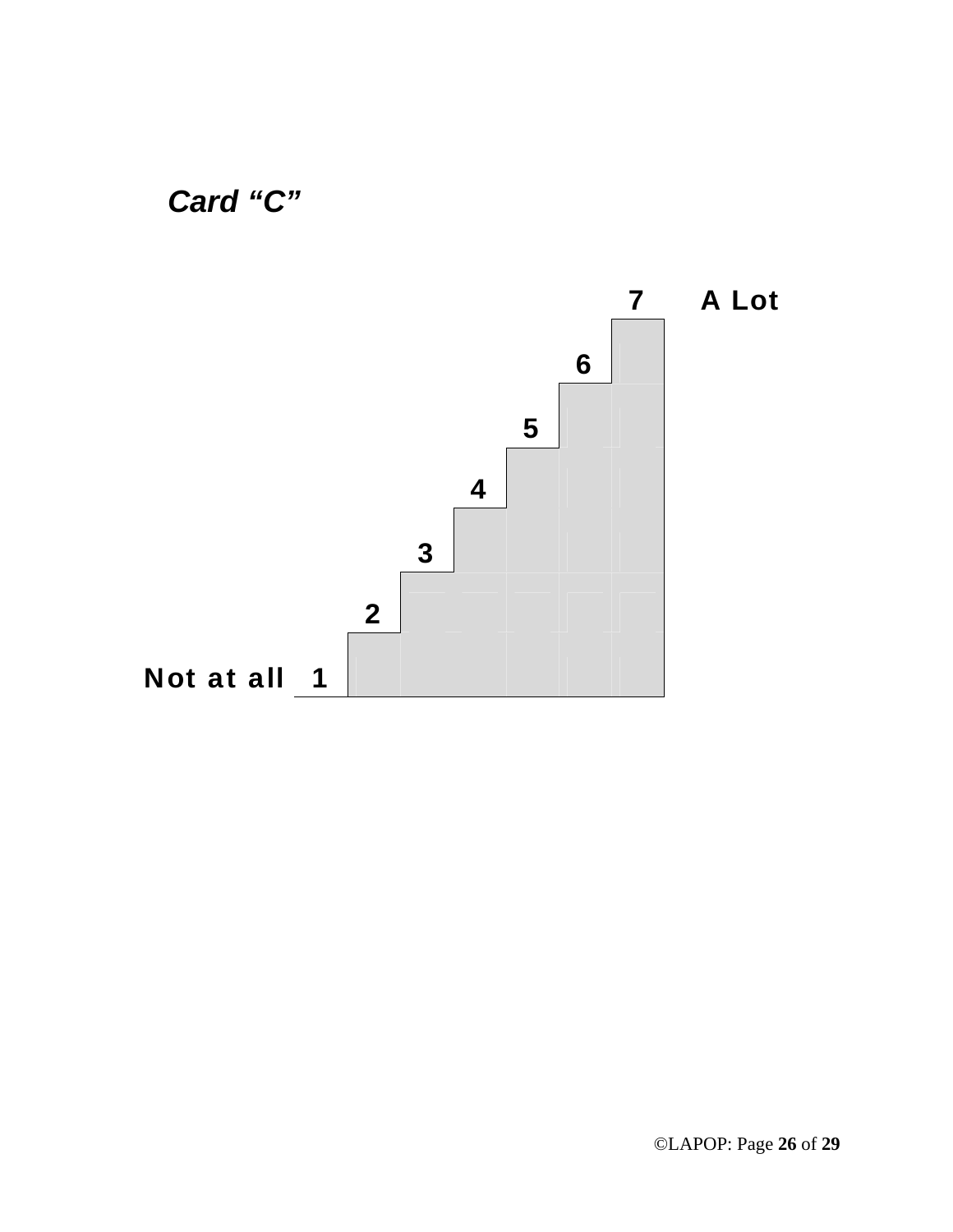***Card "C"***

7 **A Lot**

6

5

4

3

2

**Not at all** 1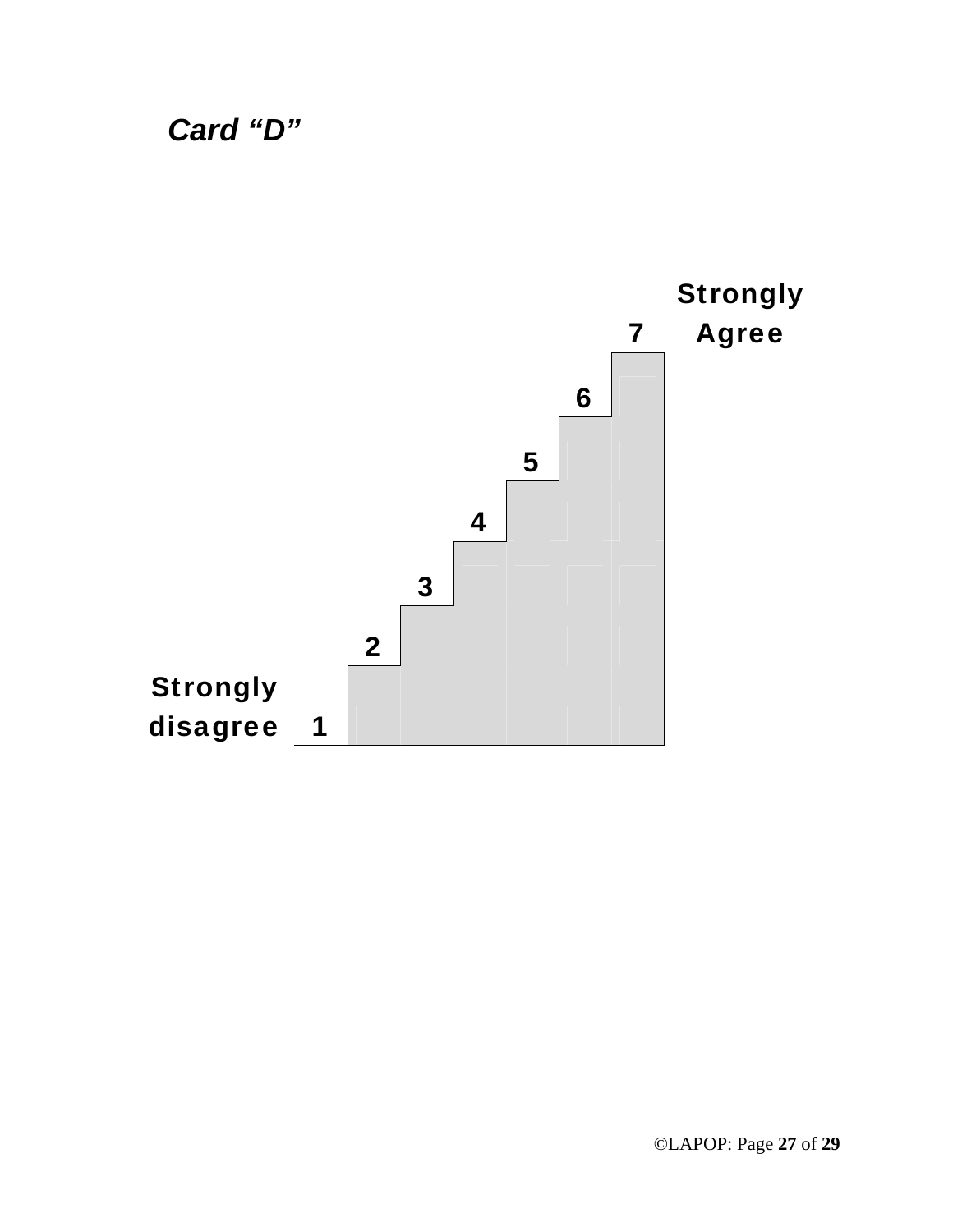***Card "D"***

Strongly disagree 1

2

3

4

5

6

7 Strongly Agree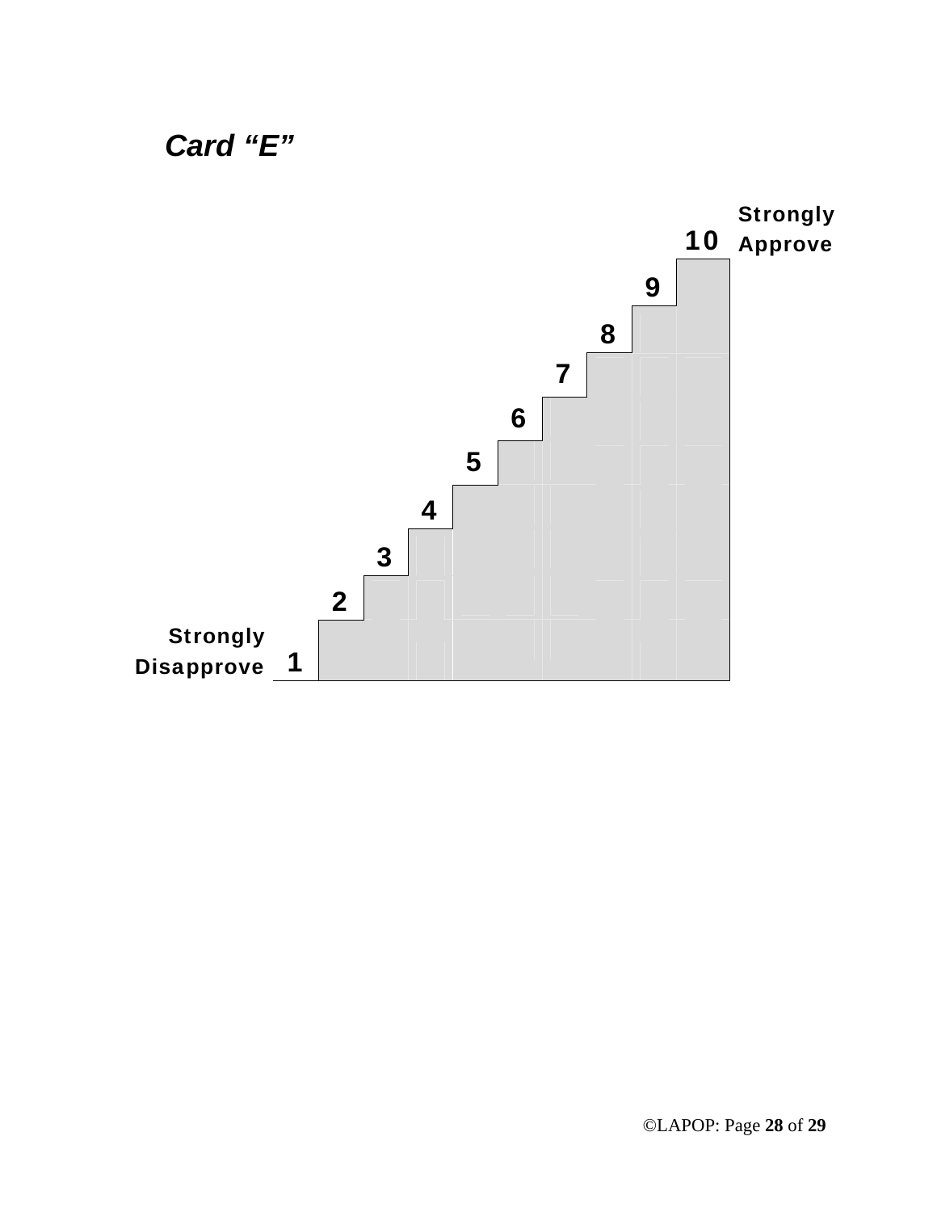***Card "E"***

Strongly Approve

10

9

8

7

6

5

4

3

2

1

Strongly Disapprove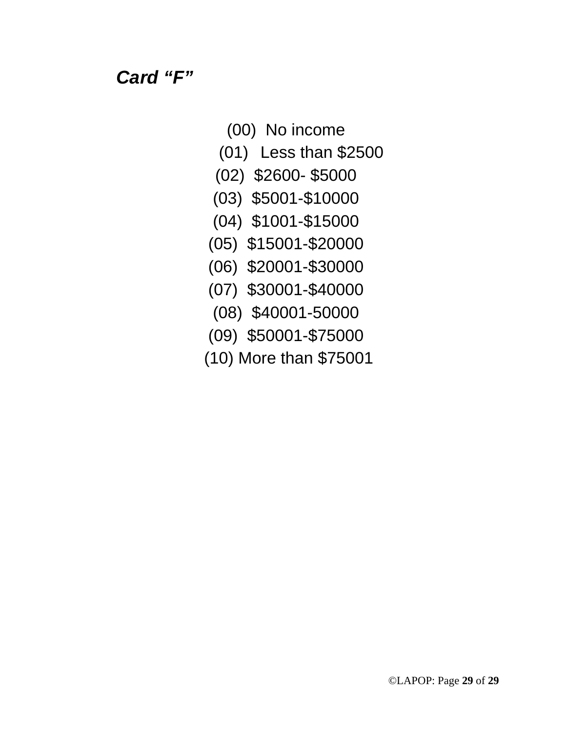***Card "F"***

(00) No income
(01) Less than $2500
(02) $2600- $5000
(03) $5001-$10000
(04) $1001-$15000
(05) $15001-$20000
(06) $20001-$30000
(07) $30001-$40000
(08) $40001-50000
(09) $50001-$75000
(10) More than $75001